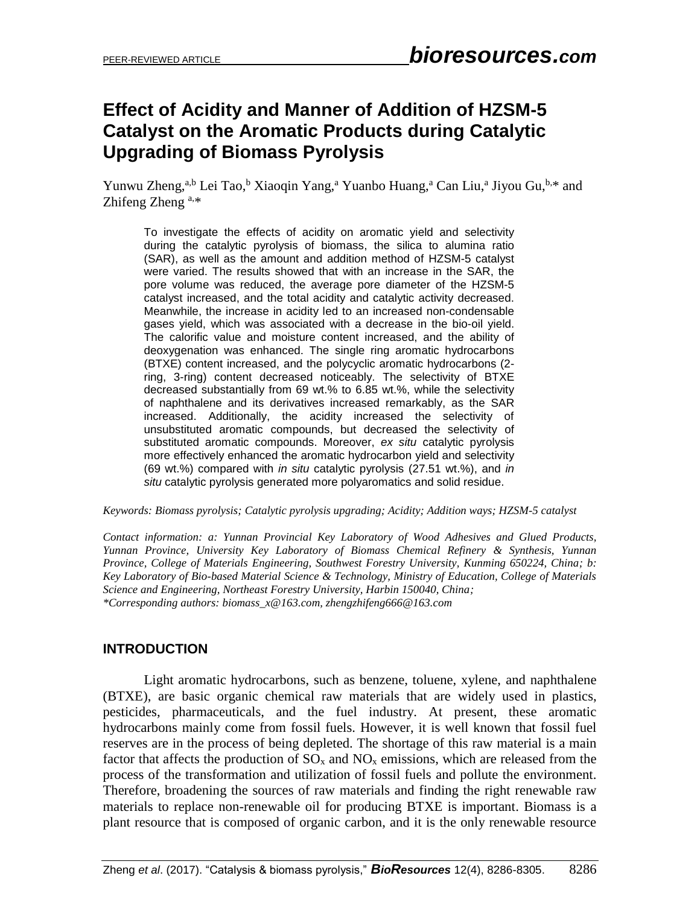# Effect of Acidity and Manner of Addition of HZSM-5 Catalyst on the Aromatic Products during Catalytic Upgrading of Biomass Pyrolysis

Yunwu Zheng,[a,b] Lei Tao,[b] Xiaoqin Yang,[a] Yuanbo Huang,[a] Can Liu,[a] Jiyou Gu,[b,*] and Zhifeng Zheng [a,*]

To investigate the effects of acidity on aromatic yield and selectivity during the catalytic pyrolysis of biomass, the silica to alumina ratio (SAR), as well as the amount and addition method of HZSM-5 catalyst were varied. The results showed that with an increase in the SAR, the pore volume was reduced, the average pore diameter of the HZSM-5 catalyst increased, and the total acidity and catalytic activity decreased. Meanwhile, the increase in acidity led to an increased non-condensable gases yield, which was associated with a decrease in the bio-oil yield. The calorific value and moisture content increased, and the ability of deoxygenation was enhanced. The single ring aromatic hydrocarbons (BTXE) content increased, and the polycyclic aromatic hydrocarbons (2-ring, 3-ring) content decreased noticeably. The selectivity of BTXE decreased substantially from 69 wt.% to 6.85 wt.%, while the selectivity of naphthalene and its derivatives increased remarkably, as the SAR increased. Additionally, the acidity increased the selectivity of unsubstituted aromatic compounds, but decreased the selectivity of substituted aromatic compounds. Moreover, *ex situ* catalytic pyrolysis more effectively enhanced the aromatic hydrocarbon yield and selectivity (69 wt.%) compared with *in situ* catalytic pyrolysis (27.51 wt.%), and *in situ* catalytic pyrolysis generated more polyaromatics and solid residue.

*Keywords: Biomass pyrolysis; Catalytic pyrolysis upgrading; Acidity; Addition ways; HZSM-5 catalyst*

*Contact information: a: Yunnan Provincial Key Laboratory of Wood Adhesives and Glued Products, Yunnan Province, University Key Laboratory of Biomass Chemical Refinery & Synthesis, Yunnan Province, College of Materials Engineering, Southwest Forestry University, Kunming 650224, China; b: Key Laboratory of Bio-based Material Science & Technology, Ministry of Education, College of Materials Science and Engineering, Northeast Forestry University, Harbin 150040, China;*
*\*Corresponding authors: biomass_x@163.com, zhengzhifeng666@163.com*

## INTRODUCTION

Light aromatic hydrocarbons, such as benzene, toluene, xylene, and naphthalene (BTXE), are basic organic chemical raw materials that are widely used in plastics, pesticides, pharmaceuticals, and the fuel industry. At present, these aromatic hydrocarbons mainly come from fossil fuels. However, it is well known that fossil fuel reserves are in the process of being depleted. The shortage of this raw material is a main factor that affects the production of $SO_x$ and $NO_x$ emissions, which are released from the process of the transformation and utilization of fossil fuels and pollute the environment. Therefore, broadening the sources of raw materials and finding the right renewable raw materials to replace non-renewable oil for producing BTXE is important. Biomass is a plant resource that is composed of organic carbon, and it is the only renewable resource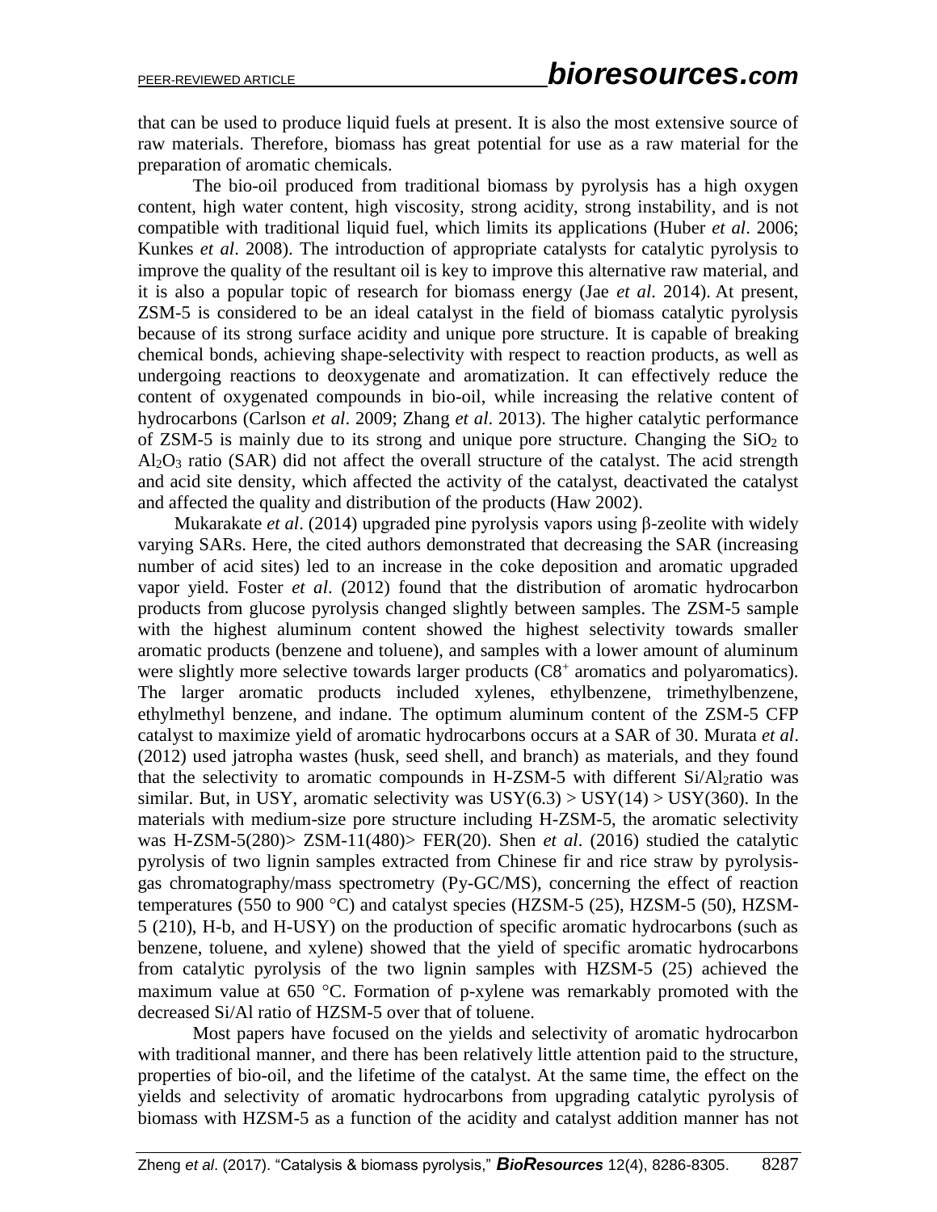that can be used to produce liquid fuels at present. It is also the most extensive source of raw materials. Therefore, biomass has great potential for use as a raw material for the preparation of aromatic chemicals.

The bio-oil produced from traditional biomass by pyrolysis has a high oxygen content, high water content, high viscosity, strong acidity, strong instability, and is not compatible with traditional liquid fuel, which limits its applications (Huber *et al*. 2006; Kunkes *et al*. 2008). The introduction of appropriate catalysts for catalytic pyrolysis to improve the quality of the resultant oil is key to improve this alternative raw material, and it is also a popular topic of research for biomass energy (Jae *et al*. 2014). At present, ZSM-5 is considered to be an ideal catalyst in the field of biomass catalytic pyrolysis because of its strong surface acidity and unique pore structure. It is capable of breaking chemical bonds, achieving shape-selectivity with respect to reaction products, as well as undergoing reactions to deoxygenate and aromatization. It can effectively reduce the content of oxygenated compounds in bio-oil, while increasing the relative content of hydrocarbons (Carlson *et al*. 2009; Zhang *et al*. 2013). The higher catalytic performance of ZSM-5 is mainly due to its strong and unique pore structure. Changing the $SiO_2$ to $Al_2O_3$ ratio (SAR) did not affect the overall structure of the catalyst. The acid strength and acid site density, which affected the activity of the catalyst, deactivated the catalyst and affected the quality and distribution of the products (Haw 2002).

Mukarakate *et al*. (2014) upgraded pine pyrolysis vapors using β-zeolite with widely varying SARs. Here, the cited authors demonstrated that decreasing the SAR (increasing number of acid sites) led to an increase in the coke deposition and aromatic upgraded vapor yield. Foster *et al*. (2012) found that the distribution of aromatic hydrocarbon products from glucose pyrolysis changed slightly between samples. The ZSM-5 sample with the highest aluminum content showed the highest selectivity towards smaller aromatic products (benzene and toluene), and samples with a lower amount of aluminum were slightly more selective towards larger products ($C8^+$ aromatics and polyaromatics). The larger aromatic products included xylenes, ethylbenzene, trimethylbenzene, ethylmethyl benzene, and indane. The optimum aluminum content of the ZSM-5 CFP catalyst to maximize yield of aromatic hydrocarbons occurs at a SAR of 30. Murata *et al*. (2012) used jatropha wastes (husk, seed shell, and branch) as materials, and they found that the selectivity to aromatic compounds in H-ZSM-5 with different $Si/Al_2$ratio was similar. But, in USY, aromatic selectivity was USY(6.3) > USY(14) > USY(360). In the materials with medium-size pore structure including H-ZSM-5, the aromatic selectivity was H-ZSM-5(280)> ZSM-11(480)> FER(20). Shen *et al*. (2016) studied the catalytic pyrolysis of two lignin samples extracted from Chinese fir and rice straw by pyrolysis-gas chromatography/mass spectrometry (Py-GC/MS), concerning the effect of reaction temperatures (550 to 900 °C) and catalyst species (HZSM-5 (25), HZSM-5 (50), HZSM-5 (210), H-b, and H-USY) on the production of specific aromatic hydrocarbons (such as benzene, toluene, and xylene) showed that the yield of specific aromatic hydrocarbons from catalytic pyrolysis of the two lignin samples with HZSM-5 (25) achieved the maximum value at 650 °C. Formation of p-xylene was remarkably promoted with the decreased Si/Al ratio of HZSM-5 over that of toluene.

Most papers have focused on the yields and selectivity of aromatic hydrocarbon with traditional manner, and there has been relatively little attention paid to the structure, properties of bio-oil, and the lifetime of the catalyst. At the same time, the effect on the yields and selectivity of aromatic hydrocarbons from upgrading catalytic pyrolysis of biomass with HZSM-5 as a function of the acidity and catalyst addition manner has not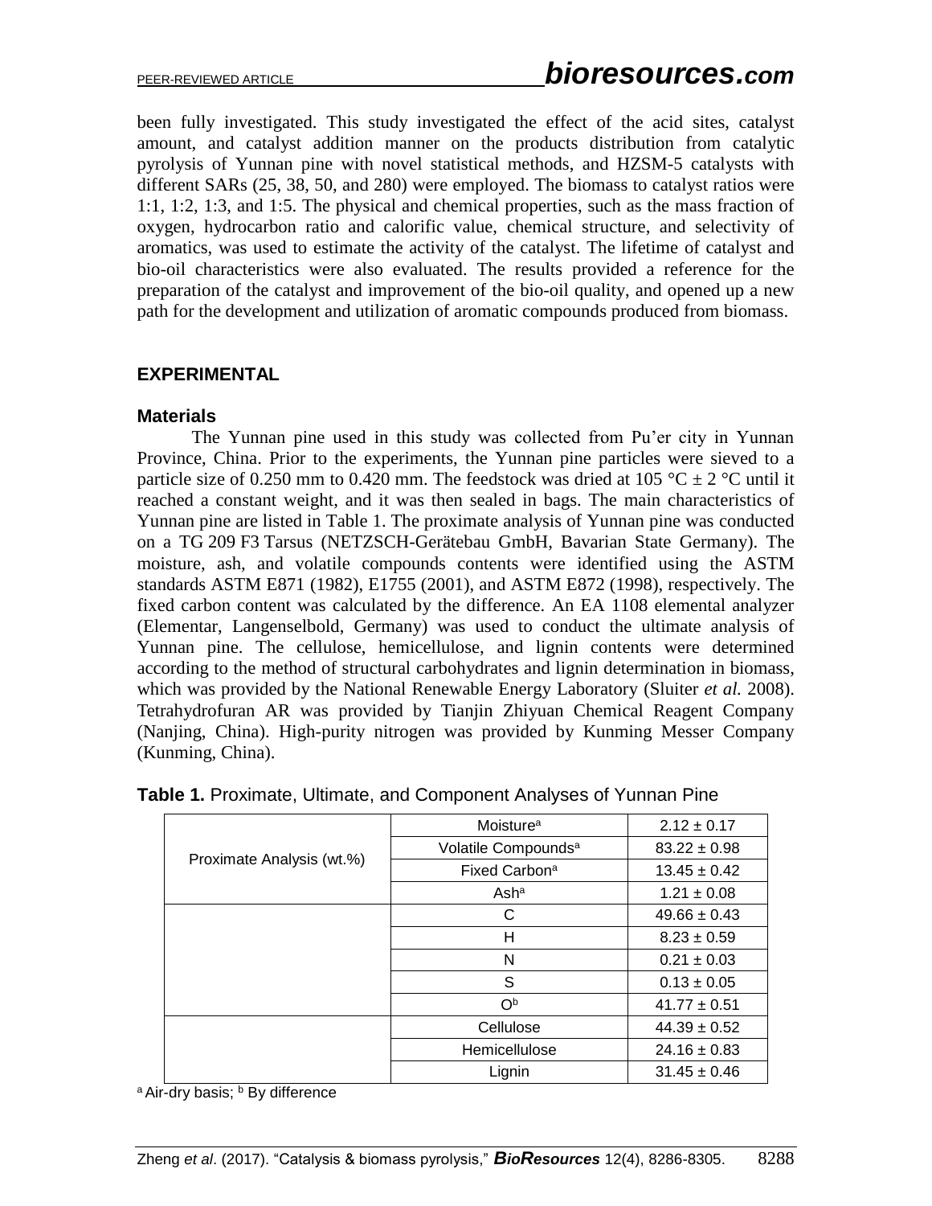been fully investigated. This study investigated the effect of the acid sites, catalyst amount, and catalyst addition manner on the products distribution from catalytic pyrolysis of Yunnan pine with novel statistical methods, and HZSM-5 catalysts with different SARs (25, 38, 50, and 280) were employed. The biomass to catalyst ratios were 1:1, 1:2, 1:3, and 1:5. The physical and chemical properties, such as the mass fraction of oxygen, hydrocarbon ratio and calorific value, chemical structure, and selectivity of aromatics, was used to estimate the activity of the catalyst. The lifetime of catalyst and bio-oil characteristics were also evaluated. The results provided a reference for the preparation of the catalyst and improvement of the bio-oil quality, and opened up a new path for the development and utilization of aromatic compounds produced from biomass.

## EXPERIMENTAL

### Materials

The Yunnan pine used in this study was collected from Pu'er city in Yunnan Province, China. Prior to the experiments, the Yunnan pine particles were sieved to a particle size of 0.250 mm to 0.420 mm. The feedstock was dried at 105 °C ± 2 °C until it reached a constant weight, and it was then sealed in bags. The main characteristics of Yunnan pine are listed in Table 1. The proximate analysis of Yunnan pine was conducted on a TG 209 F3 Tarsus (NETZSCH-Gerätebau GmbH, Bavarian State Germany). The moisture, ash, and volatile compounds contents were identified using the ASTM standards ASTM E871 (1982), E1755 (2001), and ASTM E872 (1998), respectively. The fixed carbon content was calculated by the difference. An EA 1108 elemental analyzer (Elementar, Langenselbold, Germany) was used to conduct the ultimate analysis of Yunnan pine. The cellulose, hemicellulose, and lignin contents were determined according to the method of structural carbohydrates and lignin determination in biomass, which was provided by the National Renewable Energy Laboratory (Sluiter *et al.* 2008). Tetrahydrofuran AR was provided by Tianjin Zhiyuan Chemical Reagent Company (Nanjing, China). High-purity nitrogen was provided by Kunming Messer Company (Kunming, China).

**Table 1.** Proximate, Ultimate, and Component Analyses of Yunnan Pine

| | | |
|---|---|---|
| Proximate Analysis (wt.%) | Moisture[a] | 2.12 ± 0.17 |
| | Volatile Compounds[a] | 83.22 ± 0.98 |
| | Fixed Carbon[a] | 13.45 ± 0.42 |
| | Ash[a] | 1.21 ± 0.08 |
| | C | 49.66 ± 0.43 |
| | H | 8.23 ± 0.59 |
| | N | 0.21 ± 0.03 |
| | S | 0.13 ± 0.05 |
| | O[b] | 41.77 ± 0.51 |
| | Cellulose | 44.39 ± 0.52 |
| | Hemicellulose | 24.16 ± 0.83 |
| | Lignin | 31.45 ± 0.46 |

[a] Air-dry basis; [b] By difference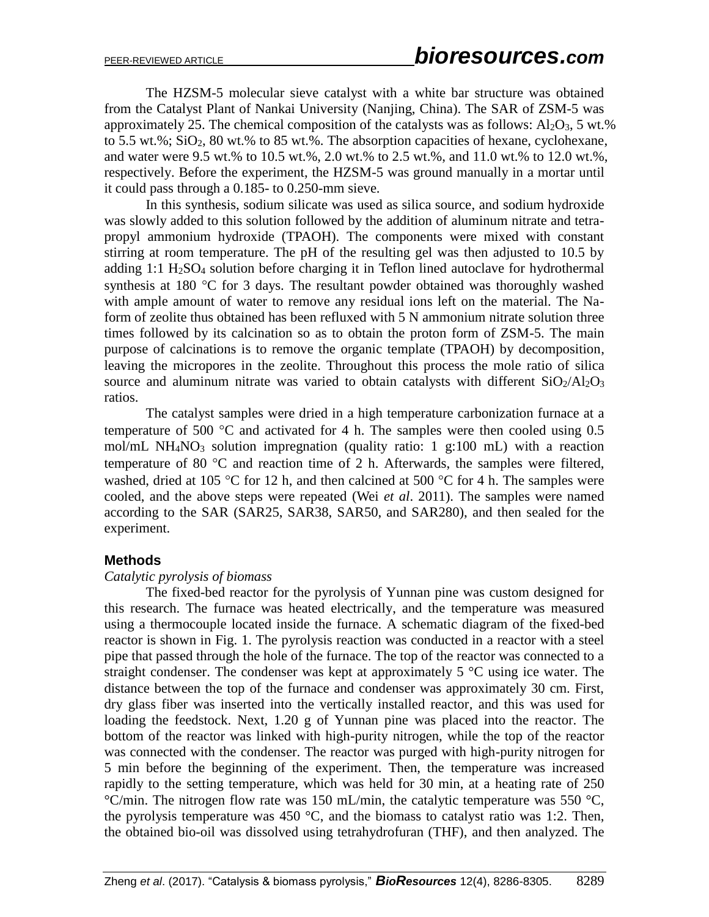The HZSM-5 molecular sieve catalyst with a white bar structure was obtained from the Catalyst Plant of Nankai University (Nanjing, China). The SAR of ZSM-5 was approximately 25. The chemical composition of the catalysts was as follows: $Al_2O_3$, 5 wt.% to 5.5 wt.%; $SiO_2$, 80 wt.% to 85 wt.%. The absorption capacities of hexane, cyclohexane, and water were 9.5 wt.% to 10.5 wt.%, 2.0 wt.% to 2.5 wt.%, and 11.0 wt.% to 12.0 wt.%, respectively. Before the experiment, the HZSM-5 was ground manually in a mortar until it could pass through a 0.185- to 0.250-mm sieve.

In this synthesis, sodium silicate was used as silica source, and sodium hydroxide was slowly added to this solution followed by the addition of aluminum nitrate and tetra-propyl ammonium hydroxide (TPAOH). The components were mixed with constant stirring at room temperature. The pH of the resulting gel was then adjusted to 10.5 by adding 1:1 $H_2SO_4$ solution before charging it in Teflon lined autoclave for hydrothermal synthesis at 180 °C for 3 days. The resultant powder obtained was thoroughly washed with ample amount of water to remove any residual ions left on the material. The Na-form of zeolite thus obtained has been refluxed with 5 N ammonium nitrate solution three times followed by its calcination so as to obtain the proton form of ZSM-5. The main purpose of calcinations is to remove the organic template (TPAOH) by decomposition, leaving the micropores in the zeolite. Throughout this process the mole ratio of silica source and aluminum nitrate was varied to obtain catalysts with different $SiO_2/Al_2O_3$ ratios.

The catalyst samples were dried in a high temperature carbonization furnace at a temperature of 500 °C and activated for 4 h. The samples were then cooled using 0.5 mol/mL $NH_4NO_3$ solution impregnation (quality ratio: 1 g:100 mL) with a reaction temperature of 80 °C and reaction time of 2 h. Afterwards, the samples were filtered, washed, dried at 105 °C for 12 h, and then calcined at 500 °C for 4 h. The samples were cooled, and the above steps were repeated (Wei *et al*. 2011). The samples were named according to the SAR (SAR25, SAR38, SAR50, and SAR280), and then sealed for the experiment.

## Methods

*Catalytic pyrolysis of biomass*

The fixed-bed reactor for the pyrolysis of Yunnan pine was custom designed for this research. The furnace was heated electrically, and the temperature was measured using a thermocouple located inside the furnace. A schematic diagram of the fixed-bed reactor is shown in Fig. 1. The pyrolysis reaction was conducted in a reactor with a steel pipe that passed through the hole of the furnace. The top of the reactor was connected to a straight condenser. The condenser was kept at approximately 5 °C using ice water. The distance between the top of the furnace and condenser was approximately 30 cm. First, dry glass fiber was inserted into the vertically installed reactor, and this was used for loading the feedstock. Next, 1.20 g of Yunnan pine was placed into the reactor. The bottom of the reactor was linked with high-purity nitrogen, while the top of the reactor was connected with the condenser. The reactor was purged with high-purity nitrogen for 5 min before the beginning of the experiment. Then, the temperature was increased rapidly to the setting temperature, which was held for 30 min, at a heating rate of 250 °C/min. The nitrogen flow rate was 150 mL/min, the catalytic temperature was 550 °C, the pyrolysis temperature was 450 °C, and the biomass to catalyst ratio was 1:2. Then, the obtained bio-oil was dissolved using tetrahydrofuran (THF), and then analyzed. The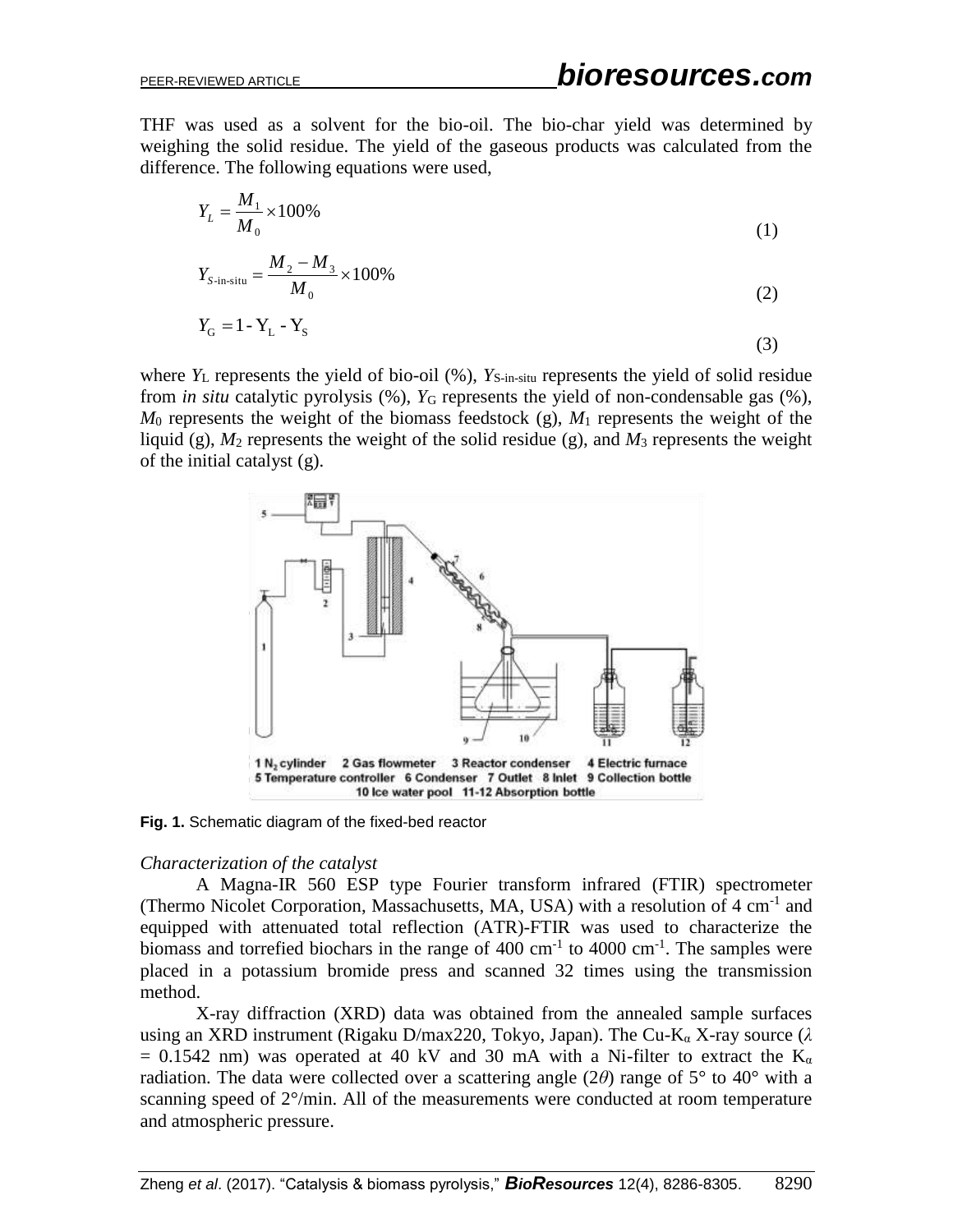THF was used as a solvent for the bio-oil. The bio-char yield was determined by weighing the solid residue. The yield of the gaseous products was calculated from the difference. The following equations were used,

$$Y_L = \frac{M_1}{M_0} \times 100\% \quad (1)$$

$$Y_{S\text{-in-situ}} = \frac{M_2 - M_3}{M_0} \times 100\% \quad (2)$$

$$Y_G = 1 - Y_L - Y_S \quad (3)$$

where $Y_L$ represents the yield of bio-oil (%), $Y_{S\text{-in-situ}}$ represents the yield of solid residue from *in situ* catalytic pyrolysis (%), $Y_G$ represents the yield of non-condensable gas (%), $M_0$ represents the weight of the biomass feedstock (g), $M_1$ represents the weight of the liquid (g), $M_2$ represents the weight of the solid residue (g), and $M_3$ represents the weight of the initial catalyst (g).

1 $N_2$ cylinder 2 Gas flowmeter 3 Reactor condenser 4 Electric furnace 5 Temperature controller 6 Condenser 7 Outlet 8 Inlet 9 Collection bottle 10 Ice water pool 11-12 Absorption bottle

**Fig. 1.** Schematic diagram of the fixed-bed reactor

*Characterization of the catalyst*

A Magna-IR 560 ESP type Fourier transform infrared (FTIR) spectrometer (Thermo Nicolet Corporation, Massachusetts, MA, USA) with a resolution of 4 $cm^{-1}$ and equipped with attenuated total reflection (ATR)-FTIR was used to characterize the biomass and torrefied biochars in the range of 400 $cm^{-1}$ to 4000 $cm^{-1}$. The samples were placed in a potassium bromide press and scanned 32 times using the transmission method.

X-ray diffraction (XRD) data was obtained from the annealed sample surfaces using an XRD instrument (Rigaku D/max220, Tokyo, Japan). The Cu-$K_\alpha$ X-ray source ($\lambda$ = 0.1542 nm) was operated at 40 kV and 30 mA with a Ni-filter to extract the $K_\alpha$ radiation. The data were collected over a scattering angle ($2\theta$) range of 5° to 40° with a scanning speed of 2°/min. All of the measurements were conducted at room temperature and atmospheric pressure.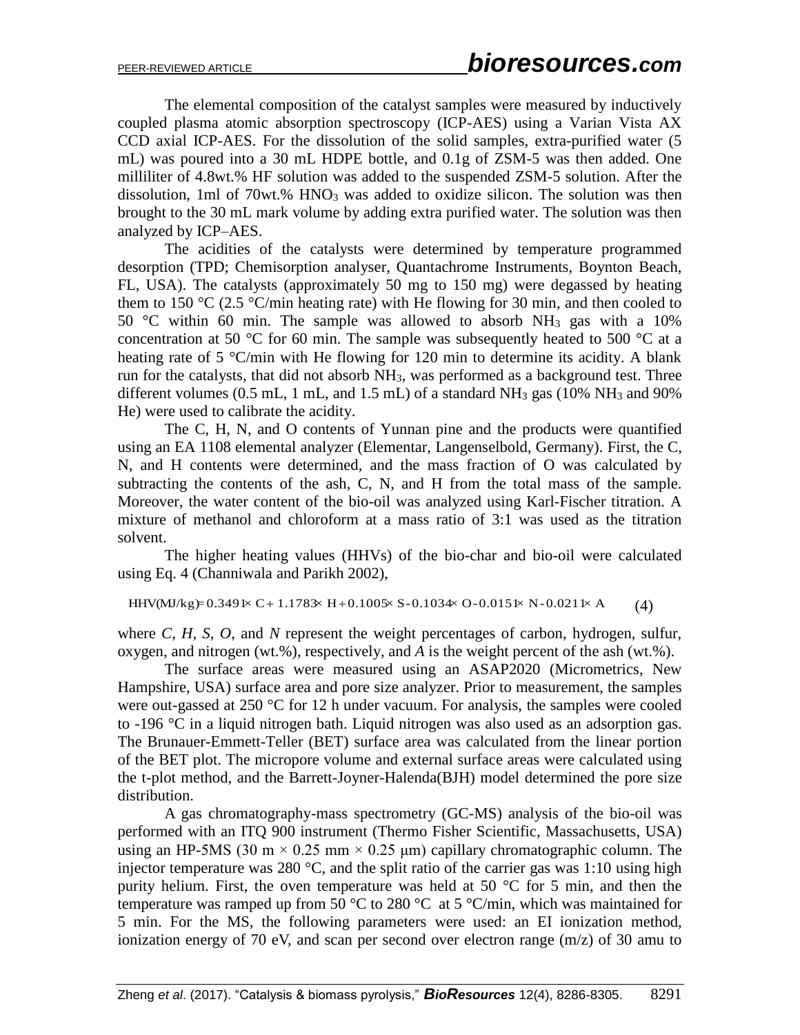The elemental composition of the catalyst samples were measured by inductively coupled plasma atomic absorption spectroscopy (ICP-AES) using a Varian Vista AX CCD axial ICP-AES. For the dissolution of the solid samples, extra-purified water (5 mL) was poured into a 30 mL HDPE bottle, and 0.1g of ZSM-5 was then added. One milliliter of 4.8wt.% HF solution was added to the suspended ZSM-5 solution. After the dissolution, 1ml of 70wt.% $HNO_3$ was added to oxidize silicon. The solution was then brought to the 30 mL mark volume by adding extra purified water. The solution was then analyzed by ICP–AES.

The acidities of the catalysts were determined by temperature programmed desorption (TPD; Chemisorption analyser, Quantachrome Instruments, Boynton Beach, FL, USA). The catalysts (approximately 50 mg to 150 mg) were degassed by heating them to 150 °C (2.5 °C/min heating rate) with He flowing for 30 min, and then cooled to 50 °C within 60 min. The sample was allowed to absorb $NH_3$ gas with a 10% concentration at 50 °C for 60 min. The sample was subsequently heated to 500 °C at a heating rate of 5 °C/min with He flowing for 120 min to determine its acidity. A blank run for the catalysts, that did not absorb $NH_3$, was performed as a background test. Three different volumes (0.5 mL, 1 mL, and 1.5 mL) of a standard $NH_3$ gas (10% $NH_3$ and 90% He) were used to calibrate the acidity.

The C, H, N, and O contents of Yunnan pine and the products were quantified using an EA 1108 elemental analyzer (Elementar, Langenselbold, Germany). First, the C, N, and H contents were determined, and the mass fraction of O was calculated by subtracting the contents of the ash, C, N, and H from the total mass of the sample. Moreover, the water content of the bio-oil was analyzed using Karl-Fischer titration. A mixture of methanol and chloroform at a mass ratio of 3:1 was used as the titration solvent.

The higher heating values (HHVs) of the bio-char and bio-oil were calculated using Eq. 4 (Channiwala and Parikh 2002),

$$\text{HHV(MJ/kg)} = 0.3491 \times C + 1.1783 \times H + 0.1005 \times S - 0.1034 \times O - 0.0151 \times N - 0.0211 \times A \tag{4}$$

where *C*, *H*, *S*, *O*, and *N* represent the weight percentages of carbon, hydrogen, sulfur, oxygen, and nitrogen (wt.%), respectively, and *A* is the weight percent of the ash (wt.%).

The surface areas were measured using an ASAP2020 (Micrometrics, New Hampshire, USA) surface area and pore size analyzer. Prior to measurement, the samples were out-gassed at 250 °C for 12 h under vacuum. For analysis, the samples were cooled to -196 °C in a liquid nitrogen bath. Liquid nitrogen was also used as an adsorption gas. The Brunauer-Emmett-Teller (BET) surface area was calculated from the linear portion of the BET plot. The micropore volume and external surface areas were calculated using the t-plot method, and the Barrett-Joyner-Halenda(BJH) model determined the pore size distribution.

A gas chromatography-mass spectrometry (GC-MS) analysis of the bio-oil was performed with an ITQ 900 instrument (Thermo Fisher Scientific, Massachusetts, USA) using an HP-5MS (30 m × 0.25 mm × 0.25 μm) capillary chromatographic column. The injector temperature was 280 °C, and the split ratio of the carrier gas was 1:10 using high purity helium. First, the oven temperature was held at 50 °C for 5 min, and then the temperature was ramped up from 50 °C to 280 °C at 5 °C/min, which was maintained for 5 min. For the MS, the following parameters were used: an EI ionization method, ionization energy of 70 eV, and scan per second over electron range (m/z) of 30 amu to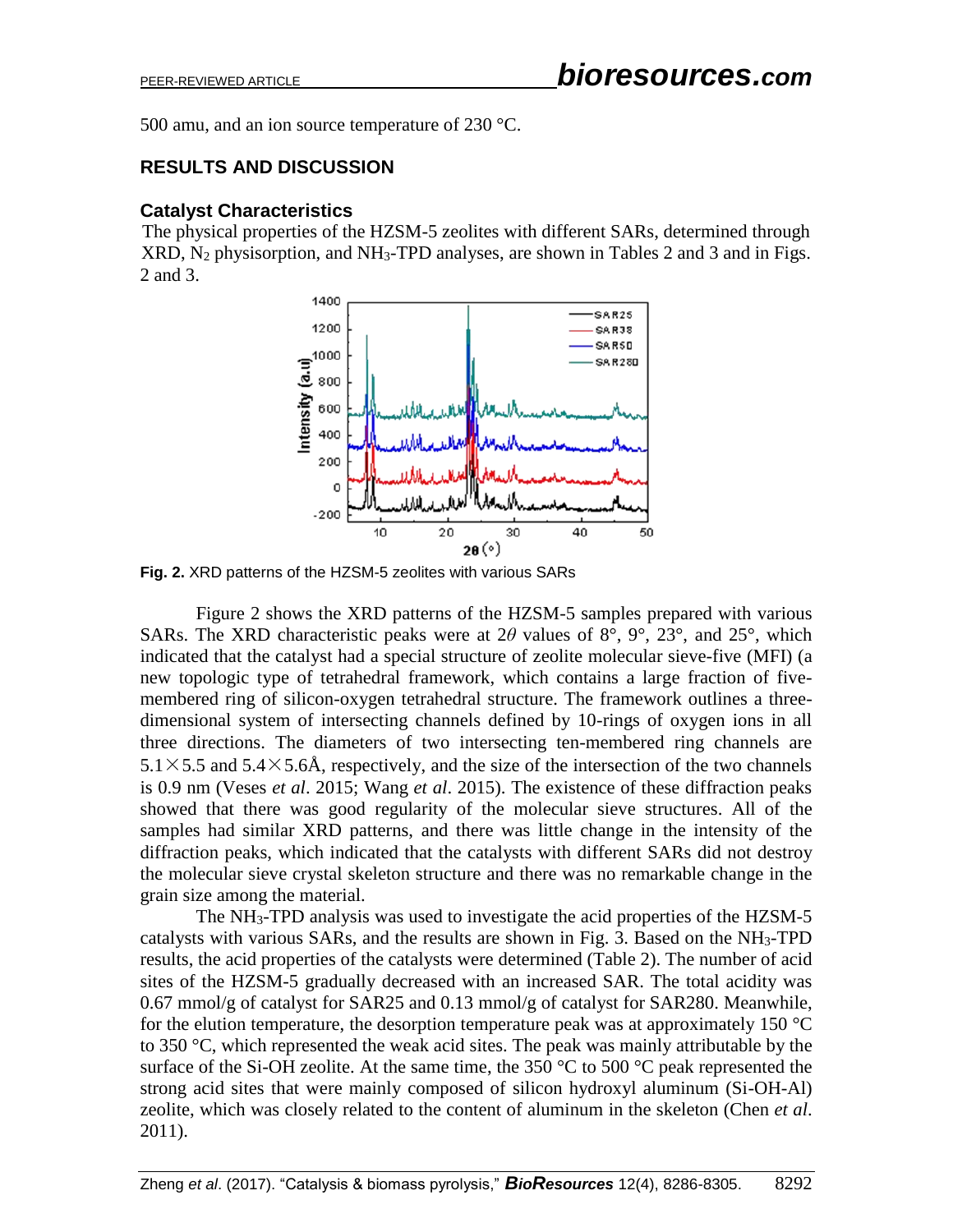500 amu, and an ion source temperature of 230 °C.

## RESULTS AND DISCUSSION

### Catalyst Characteristics

The physical properties of the HZSM-5 zeolites with different SARs, determined through XRD, $N_2$ physisorption, and $NH_3$-TPD analyses, are shown in Tables 2 and 3 and in Figs. 2 and 3.

**Fig. 2.** XRD patterns of the HZSM-5 zeolites with various SARs

Figure 2 shows the XRD patterns of the HZSM-5 samples prepared with various SARs. The XRD characteristic peaks were at $2\theta$ values of 8°, 9°, 23°, and 25°, which indicated that the catalyst had a special structure of zeolite molecular sieve-five (MFI) (a new topologic type of tetrahedral framework, which contains a large fraction of five-membered ring of silicon-oxygen tetrahedral structure. The framework outlines a three-dimensional system of intersecting channels defined by 10-rings of oxygen ions in all three directions. The diameters of two intersecting ten-membered ring channels are $5.1 \times 5.5$ and $5.4 \times 5.6$Å, respectively, and the size of the intersection of the two channels is 0.9 nm (Veses *et al*. 2015; Wang *et al*. 2015). The existence of these diffraction peaks showed that there was good regularity of the molecular sieve structures. All of the samples had similar XRD patterns, and there was little change in the intensity of the diffraction peaks, which indicated that the catalysts with different SARs did not destroy the molecular sieve crystal skeleton structure and there was no remarkable change in the grain size among the material.

The $NH_3$-TPD analysis was used to investigate the acid properties of the HZSM-5 catalysts with various SARs, and the results are shown in Fig. 3. Based on the $NH_3$-TPD results, the acid properties of the catalysts were determined (Table 2). The number of acid sites of the HZSM-5 gradually decreased with an increased SAR. The total acidity was 0.67 mmol/g of catalyst for SAR25 and 0.13 mmol/g of catalyst for SAR280. Meanwhile, for the elution temperature, the desorption temperature peak was at approximately 150 °C to 350 °C, which represented the weak acid sites. The peak was mainly attributable by the surface of the Si-OH zeolite. At the same time, the 350 °C to 500 °C peak represented the strong acid sites that were mainly composed of silicon hydroxyl aluminum (Si-OH-Al) zeolite, which was closely related to the content of aluminum in the skeleton (Chen *et al*. 2011).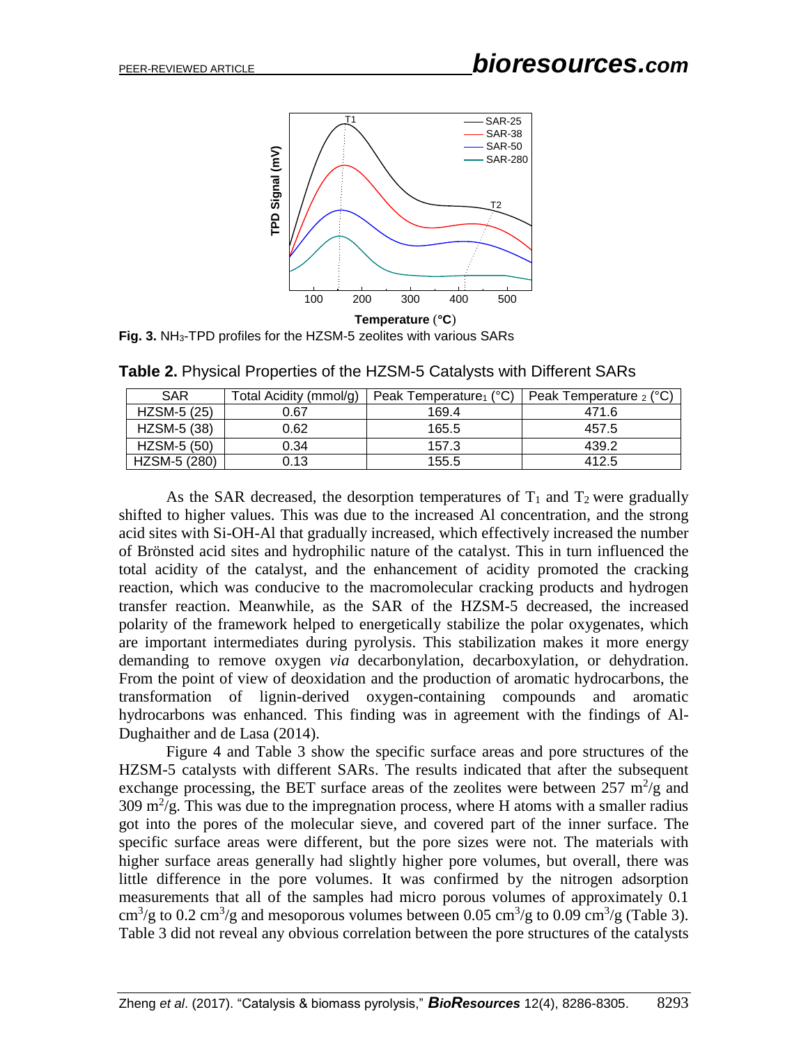**Fig. 3.** $NH_3$-TPD profiles for the HZSM-5 zeolites with various SARs

**Table 2.** Physical Properties of the HZSM-5 Catalysts with Different SARs

| SAR | Total Acidity (mmol/g) | Peak Temperature$_1$ (°C) | Peak Temperature $_2$ (°C) |
|---|---|---|---|
| HZSM-5 (25) | 0.67 | 169.4 | 471.6 |
| HZSM-5 (38) | 0.62 | 165.5 | 457.5 |
| HZSM-5 (50) | 0.34 | 157.3 | 439.2 |
| HZSM-5 (280) | 0.13 | 155.5 | 412.5 |

As the SAR decreased, the desorption temperatures of $T_1$ and $T_2$ were gradually shifted to higher values. This was due to the increased Al concentration, and the strong acid sites with Si-OH-Al that gradually increased, which effectively increased the number of Brönsted acid sites and hydrophilic nature of the catalyst. This in turn influenced the total acidity of the catalyst, and the enhancement of acidity promoted the cracking reaction, which was conducive to the macromolecular cracking products and hydrogen transfer reaction. Meanwhile, as the SAR of the HZSM-5 decreased, the increased polarity of the framework helped to energetically stabilize the polar oxygenates, which are important intermediates during pyrolysis. This stabilization makes it more energy demanding to remove oxygen *via* decarbonylation, decarboxylation, or dehydration. From the point of view of deoxidation and the production of aromatic hydrocarbons, the transformation of lignin-derived oxygen-containing compounds and aromatic hydrocarbons was enhanced. This finding was in agreement with the findings of Al-Dughaither and de Lasa (2014).

Figure 4 and Table 3 show the specific surface areas and pore structures of the HZSM-5 catalysts with different SARs. The results indicated that after the subsequent exchange processing, the BET surface areas of the zeolites were between 257 $m^2/g$ and 309 $m^2/g$. This was due to the impregnation process, where H atoms with a smaller radius got into the pores of the molecular sieve, and covered part of the inner surface. The specific surface areas were different, but the pore sizes were not. The materials with higher surface areas generally had slightly higher pore volumes, but overall, there was little difference in the pore volumes. It was confirmed by the nitrogen adsorption measurements that all of the samples had micro porous volumes of approximately 0.1 $cm^3/g$ to 0.2 $cm^3/g$ and mesoporous volumes between 0.05 $cm^3/g$ to 0.09 $cm^3/g$ (Table 3). Table 3 did not reveal any obvious correlation between the pore structures of the catalysts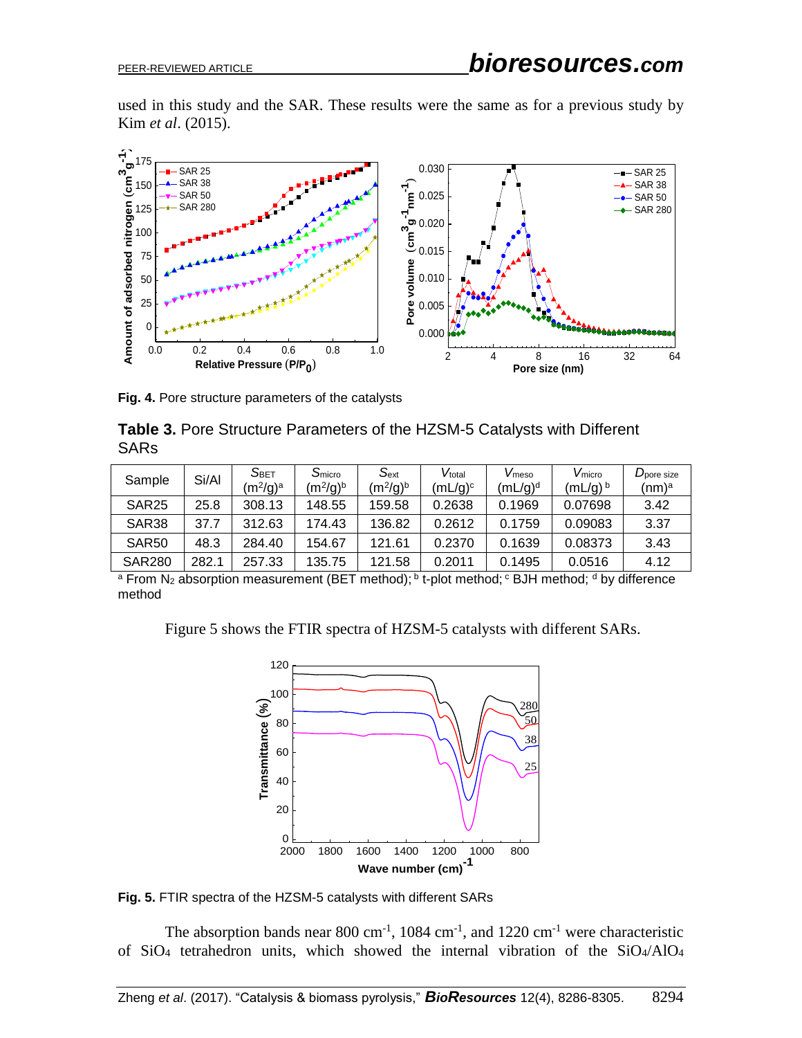used in this study and the SAR. These results were the same as for a previous study by Kim *et al*. (2015).

**Fig. 4.** Pore structure parameters of the catalysts

**Table 3.** Pore Structure Parameters of the HZSM-5 Catalysts with Different SARs

| Sample | Si/Al | $S_{BET}$ ($m^2$/g)[a] | $S_{micro}$ ($m^2$/g)[b] | $S_{ext}$ ($m^2$/g)[b] | $V_{total}$ (mL/g)[c] | $V_{meso}$ (mL/g)[d] | $V_{micro}$ (mL/g)[b] | $D_{pore\ size}$ (nm)[a] |
|---|---|---|---|---|---|---|---|---|
| SAR25 | 25.8 | 308.13 | 148.55 | 159.58 | 0.2638 | 0.1969 | 0.07698 | 3.42 |
| SAR38 | 37.7 | 312.63 | 174.43 | 136.82 | 0.2612 | 0.1759 | 0.09083 | 3.37 |
| SAR50 | 48.3 | 284.40 | 154.67 | 121.61 | 0.2370 | 0.1639 | 0.08373 | 3.43 |
| SAR280 | 282.1 | 257.33 | 135.75 | 121.58 | 0.2011 | 0.1495 | 0.0516 | 4.12 |

[a] From $N_2$ absorption measurement (BET method); [b] t-plot method; [c] BJH method; [d] by difference method

Figure 5 shows the FTIR spectra of HZSM-5 catalysts with different SARs.

**Fig. 5.** FTIR spectra of the HZSM-5 catalysts with different SARs

The absorption bands near 800 $cm^{-1}$, 1084 $cm^{-1}$, and 1220 $cm^{-1}$ were characteristic of $SiO_4$ tetrahedron units, which showed the internal vibration of the $SiO_4$/$AlO_4$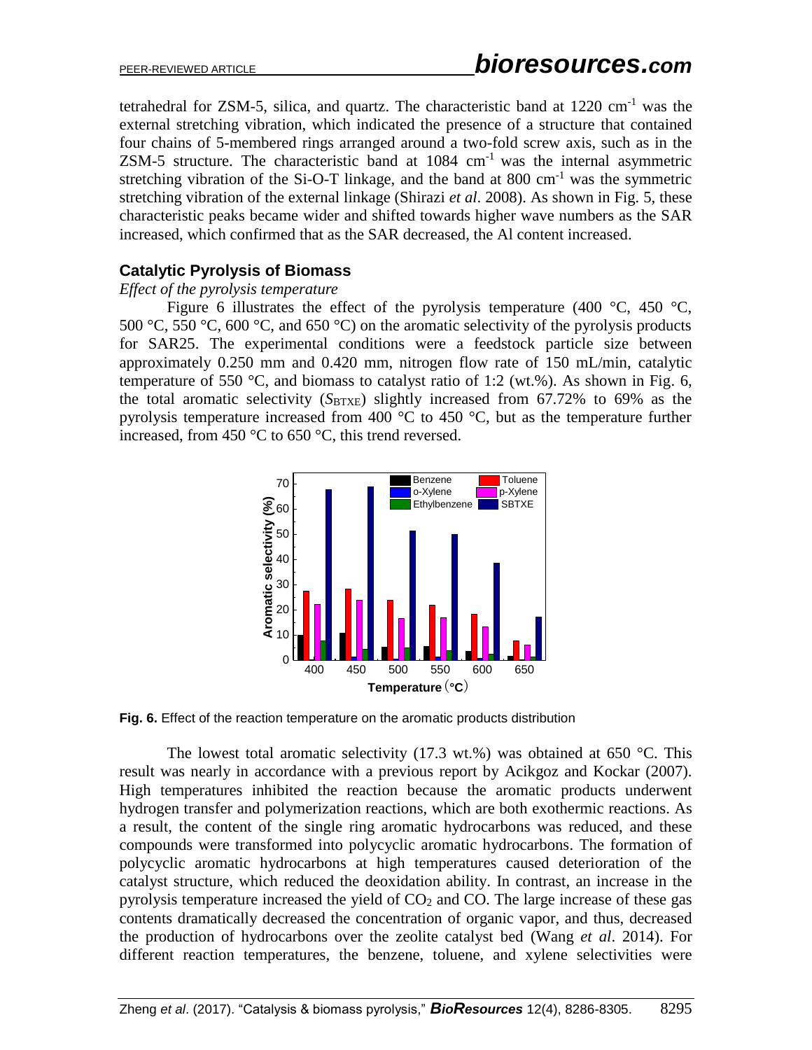tetrahedral for ZSM-5, silica, and quartz. The characteristic band at 1220 $cm^{-1}$ was the external stretching vibration, which indicated the presence of a structure that contained four chains of 5-membered rings arranged around a two-fold screw axis, such as in the ZSM-5 structure. The characteristic band at 1084 $cm^{-1}$ was the internal asymmetric stretching vibration of the Si-O-T linkage, and the band at 800 $cm^{-1}$ was the symmetric stretching vibration of the external linkage (Shirazi *et al*. 2008). As shown in Fig. 5, these characteristic peaks became wider and shifted towards higher wave numbers as the SAR increased, which confirmed that as the SAR decreased, the Al content increased.

## Catalytic Pyrolysis of Biomass

*Effect of the pyrolysis temperature*

Figure 6 illustrates the effect of the pyrolysis temperature (400 °C, 450 °C, 500 °C, 550 °C, 600 °C, and 650 °C) on the aromatic selectivity of the pyrolysis products for SAR25. The experimental conditions were a feedstock particle size between approximately 0.250 mm and 0.420 mm, nitrogen flow rate of 150 mL/min, catalytic temperature of 550 °C, and biomass to catalyst ratio of 1:2 (wt.%). As shown in Fig. 6, the total aromatic selectivity ($S_{BTXE}$) slightly increased from 67.72% to 69% as the pyrolysis temperature increased from 400 °C to 450 °C, but as the temperature further increased, from 450 °C to 650 °C, this trend reversed.

**Fig. 6.** Effect of the reaction temperature on the aromatic products distribution

The lowest total aromatic selectivity (17.3 wt.%) was obtained at 650 °C. This result was nearly in accordance with a previous report by Acikgoz and Kockar (2007). High temperatures inhibited the reaction because the aromatic products underwent hydrogen transfer and polymerization reactions, which are both exothermic reactions. As a result, the content of the single ring aromatic hydrocarbons was reduced, and these compounds were transformed into polycyclic aromatic hydrocarbons. The formation of polycyclic aromatic hydrocarbons at high temperatures caused deterioration of the catalyst structure, which reduced the deoxidation ability. In contrast, an increase in the pyrolysis temperature increased the yield of $CO_2$ and CO. The large increase of these gas contents dramatically decreased the concentration of organic vapor, and thus, decreased the production of hydrocarbons over the zeolite catalyst bed (Wang *et al*. 2014). For different reaction temperatures, the benzene, toluene, and xylene selectivities were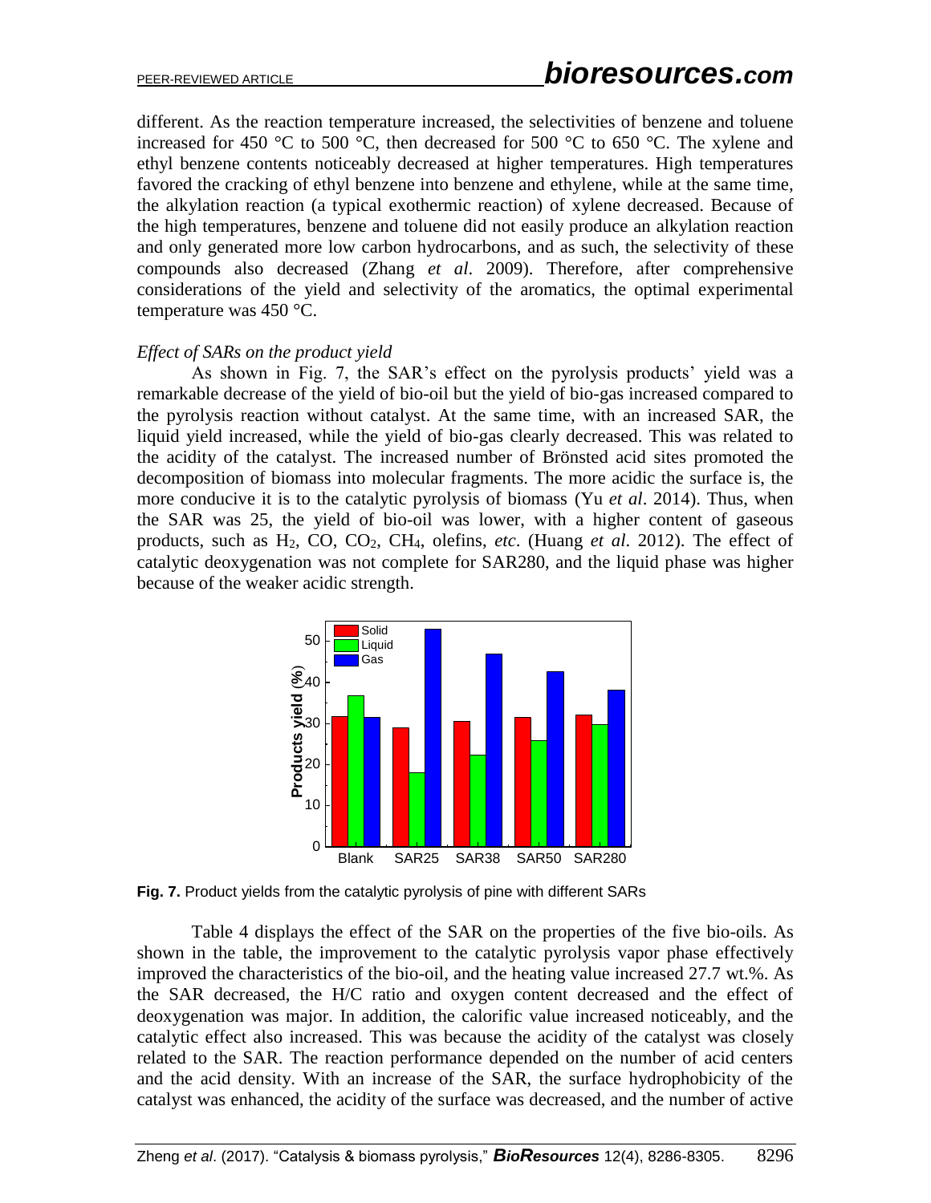different. As the reaction temperature increased, the selectivities of benzene and toluene increased for 450 °C to 500 °C, then decreased for 500 °C to 650 °C. The xylene and ethyl benzene contents noticeably decreased at higher temperatures. High temperatures favored the cracking of ethyl benzene into benzene and ethylene, while at the same time, the alkylation reaction (a typical exothermic reaction) of xylene decreased. Because of the high temperatures, benzene and toluene did not easily produce an alkylation reaction and only generated more low carbon hydrocarbons, and as such, the selectivity of these compounds also decreased (Zhang *et al*. 2009). Therefore, after comprehensive considerations of the yield and selectivity of the aromatics, the optimal experimental temperature was 450 °C.

*Effect of SARs on the product yield*

As shown in Fig. 7, the SAR's effect on the pyrolysis products' yield was a remarkable decrease of the yield of bio-oil but the yield of bio-gas increased compared to the pyrolysis reaction without catalyst. At the same time, with an increased SAR, the liquid yield increased, while the yield of bio-gas clearly decreased. This was related to the acidity of the catalyst. The increased number of Brönsted acid sites promoted the decomposition of biomass into molecular fragments. The more acidic the surface is, the more conducive it is to the catalytic pyrolysis of biomass (Yu *et al*. 2014). Thus, when the SAR was 25, the yield of bio-oil was lower, with a higher content of gaseous products, such as $H_2$, CO, $CO_2$, $CH_4$, olefins, *etc*. (Huang *et al*. 2012). The effect of catalytic deoxygenation was not complete for SAR280, and the liquid phase was higher because of the weaker acidic strength.

**Fig. 7.** Product yields from the catalytic pyrolysis of pine with different SARs

Table 4 displays the effect of the SAR on the properties of the five bio-oils. As shown in the table, the improvement to the catalytic pyrolysis vapor phase effectively improved the characteristics of the bio-oil, and the heating value increased 27.7 wt.%. As the SAR decreased, the H/C ratio and oxygen content decreased and the effect of deoxygenation was major. In addition, the calorific value increased noticeably, and the catalytic effect also increased. This was because the acidity of the catalyst was closely related to the SAR. The reaction performance depended on the number of acid centers and the acid density. With an increase of the SAR, the surface hydrophobicity of the catalyst was enhanced, the acidity of the surface was decreased, and the number of active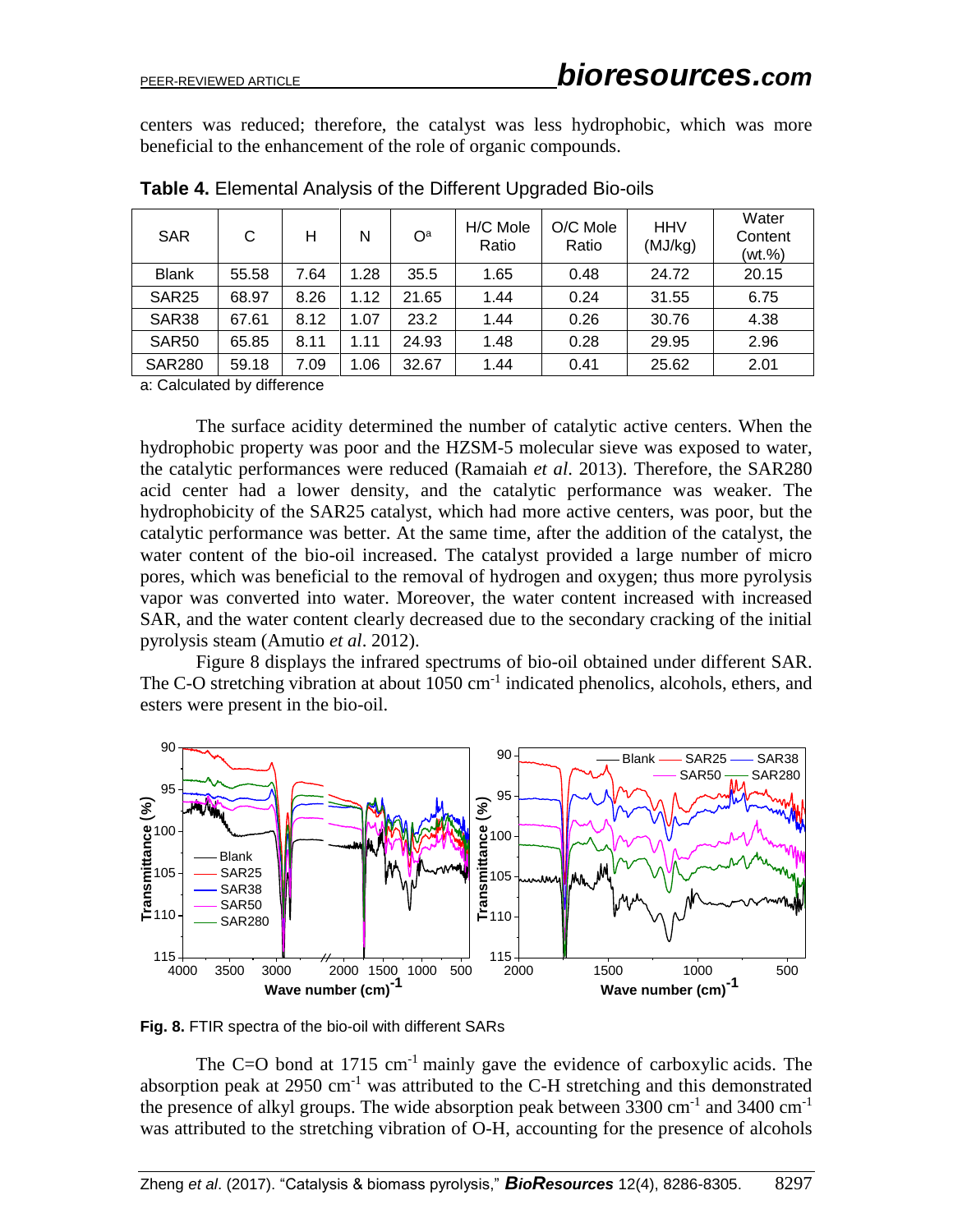centers was reduced; therefore, the catalyst was less hydrophobic, which was more beneficial to the enhancement of the role of organic compounds.

**Table 4.** Elemental Analysis of the Different Upgraded Bio-oils

| SAR | C | H | N | O[a] | H/C Mole Ratio | O/C Mole Ratio | HHV (MJ/kg) | Water Content (wt.%) |
|---|---|---|---|---|---|---|---|---|
| Blank | 55.58 | 7.64 | 1.28 | 35.5 | 1.65 | 0.48 | 24.72 | 20.15 |
| SAR25 | 68.97 | 8.26 | 1.12 | 21.65 | 1.44 | 0.24 | 31.55 | 6.75 |
| SAR38 | 67.61 | 8.12 | 1.07 | 23.2 | 1.44 | 0.26 | 30.76 | 4.38 |
| SAR50 | 65.85 | 8.11 | 1.11 | 24.93 | 1.48 | 0.28 | 29.95 | 2.96 |
| SAR280 | 59.18 | 7.09 | 1.06 | 32.67 | 1.44 | 0.41 | 25.62 | 2.01 |

a: Calculated by difference

The surface acidity determined the number of catalytic active centers. When the hydrophobic property was poor and the HZSM-5 molecular sieve was exposed to water, the catalytic performances were reduced (Ramaiah *et al*. 2013). Therefore, the SAR280 acid center had a lower density, and the catalytic performance was weaker. The hydrophobicity of the SAR25 catalyst, which had more active centers, was poor, but the catalytic performance was better. At the same time, after the addition of the catalyst, the water content of the bio-oil increased. The catalyst provided a large number of micro pores, which was beneficial to the removal of hydrogen and oxygen; thus more pyrolysis vapor was converted into water. Moreover, the water content increased with increased SAR, and the water content clearly decreased due to the secondary cracking of the initial pyrolysis steam (Amutio *et al*. 2012).

Figure 8 displays the infrared spectrums of bio-oil obtained under different SAR. The C-O stretching vibration at about 1050 $cm^{-1}$ indicated phenolics, alcohols, ethers, and esters were present in the bio-oil.

**Fig. 8.** FTIR spectra of the bio-oil with different SARs

The C=O bond at 1715 $cm^{-1}$ mainly gave the evidence of carboxylic acids. The absorption peak at 2950 $cm^{-1}$ was attributed to the C-H stretching and this demonstrated the presence of alkyl groups. The wide absorption peak between 3300 $cm^{-1}$ and 3400 $cm^{-1}$ was attributed to the stretching vibration of O-H, accounting for the presence of alcohols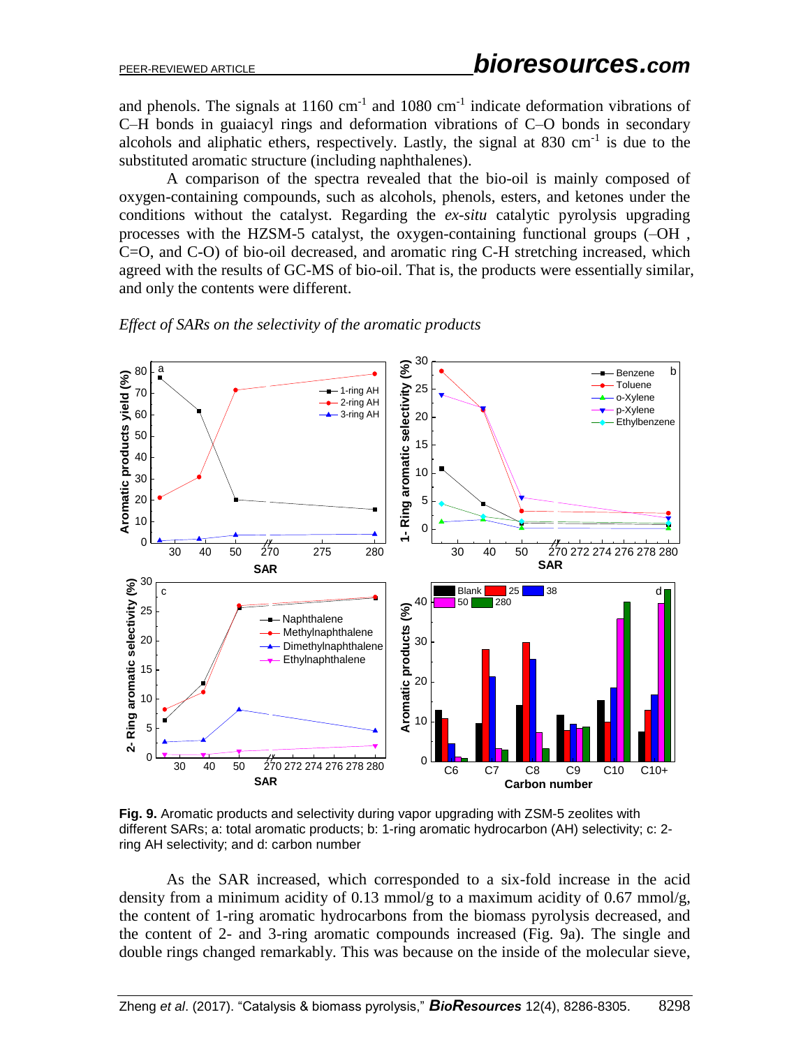and phenols. The signals at 1160 cm$^{-1}$ and 1080 cm$^{-1}$ indicate deformation vibrations of C–H bonds in guaiacyl rings and deformation vibrations of C–O bonds in secondary alcohols and aliphatic ethers, respectively. Lastly, the signal at 830 cm$^{-1}$ is due to the substituted aromatic structure (including naphthalenes).

A comparison of the spectra revealed that the bio-oil is mainly composed of oxygen-containing compounds, such as alcohols, phenols, esters, and ketones under the conditions without the catalyst. Regarding the *ex-situ* catalytic pyrolysis upgrading processes with the HZSM-5 catalyst, the oxygen-containing functional groups (–OH , C=O, and C-O) of bio-oil decreased, and aromatic ring C-H stretching increased, which agreed with the results of GC-MS of bio-oil. That is, the products were essentially similar, and only the contents were different.

*Effect of SARs on the selectivity of the aromatic products*

**Fig. 9.** Aromatic products and selectivity during vapor upgrading with ZSM-5 zeolites with different SARs; a: total aromatic products; b: 1-ring aromatic hydrocarbon (AH) selectivity; c: 2-ring AH selectivity; and d: carbon number

As the SAR increased, which corresponded to a six-fold increase in the acid density from a minimum acidity of 0.13 mmol/g to a maximum acidity of 0.67 mmol/g, the content of 1-ring aromatic hydrocarbons from the biomass pyrolysis decreased, and the content of 2- and 3-ring aromatic compounds increased (Fig. 9a). The single and double rings changed remarkably. This was because on the inside of the molecular sieve,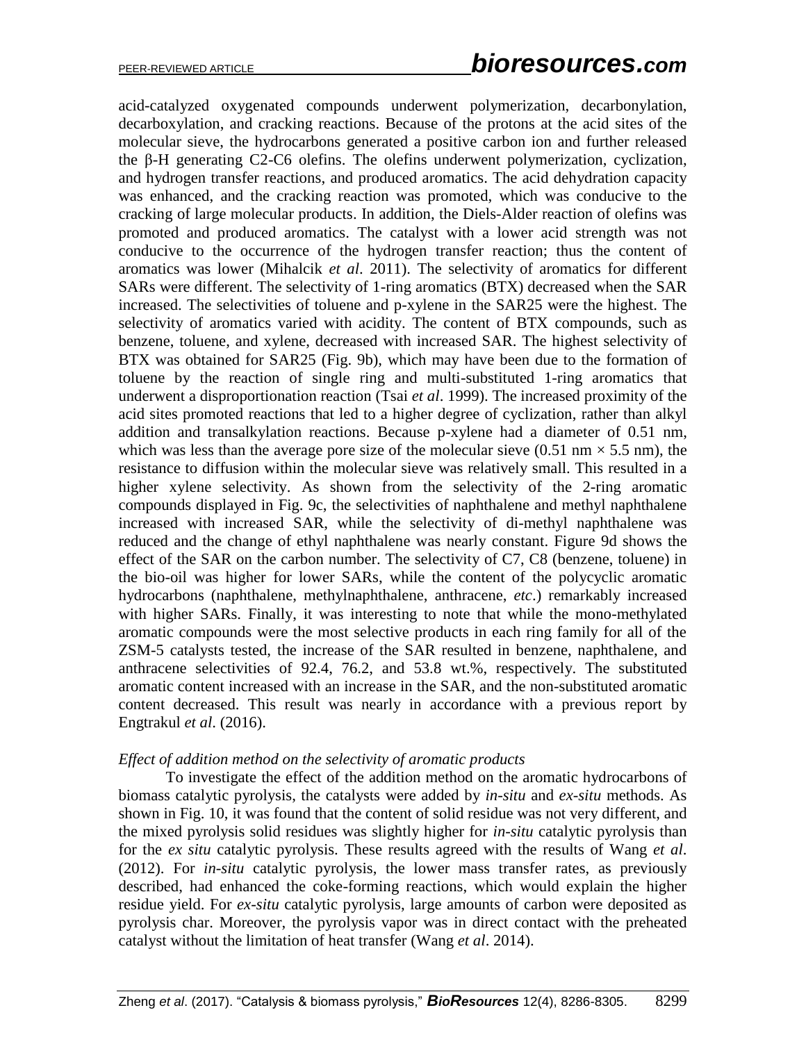acid-catalyzed oxygenated compounds underwent polymerization, decarbonylation, decarboxylation, and cracking reactions. Because of the protons at the acid sites of the molecular sieve, the hydrocarbons generated a positive carbon ion and further released the β-H generating C2-C6 olefins. The olefins underwent polymerization, cyclization, and hydrogen transfer reactions, and produced aromatics. The acid dehydration capacity was enhanced, and the cracking reaction was promoted, which was conducive to the cracking of large molecular products. In addition, the Diels-Alder reaction of olefins was promoted and produced aromatics. The catalyst with a lower acid strength was not conducive to the occurrence of the hydrogen transfer reaction; thus the content of aromatics was lower (Mihalcik *et al*. 2011). The selectivity of aromatics for different SARs were different. The selectivity of 1-ring aromatics (BTX) decreased when the SAR increased. The selectivities of toluene and p-xylene in the SAR25 were the highest. The selectivity of aromatics varied with acidity. The content of BTX compounds, such as benzene, toluene, and xylene, decreased with increased SAR. The highest selectivity of BTX was obtained for SAR25 (Fig. 9b), which may have been due to the formation of toluene by the reaction of single ring and multi-substituted 1-ring aromatics that underwent a disproportionation reaction (Tsai *et al*. 1999). The increased proximity of the acid sites promoted reactions that led to a higher degree of cyclization, rather than alkyl addition and transalkylation reactions. Because p-xylene had a diameter of 0.51 nm, which was less than the average pore size of the molecular sieve (0.51 nm × 5.5 nm), the resistance to diffusion within the molecular sieve was relatively small. This resulted in a higher xylene selectivity. As shown from the selectivity of the 2-ring aromatic compounds displayed in Fig. 9c, the selectivities of naphthalene and methyl naphthalene increased with increased SAR, while the selectivity of di-methyl naphthalene was reduced and the change of ethyl naphthalene was nearly constant. Figure 9d shows the effect of the SAR on the carbon number. The selectivity of C7, C8 (benzene, toluene) in the bio-oil was higher for lower SARs, while the content of the polycyclic aromatic hydrocarbons (naphthalene, methylnaphthalene, anthracene, *etc*.) remarkably increased with higher SARs. Finally, it was interesting to note that while the mono-methylated aromatic compounds were the most selective products in each ring family for all of the ZSM-5 catalysts tested, the increase of the SAR resulted in benzene, naphthalene, and anthracene selectivities of 92.4, 76.2, and 53.8 wt.%, respectively. The substituted aromatic content increased with an increase in the SAR, and the non-substituted aromatic content decreased. This result was nearly in accordance with a previous report by Engtrakul *et al*. (2016).

*Effect of addition method on the selectivity of aromatic products*

To investigate the effect of the addition method on the aromatic hydrocarbons of biomass catalytic pyrolysis, the catalysts were added by *in-situ* and *ex-situ* methods. As shown in Fig. 10, it was found that the content of solid residue was not very different, and the mixed pyrolysis solid residues was slightly higher for *in-situ* catalytic pyrolysis than for the *ex situ* catalytic pyrolysis. These results agreed with the results of Wang *et al*. (2012). For *in-situ* catalytic pyrolysis, the lower mass transfer rates, as previously described, had enhanced the coke-forming reactions, which would explain the higher residue yield. For *ex-situ* catalytic pyrolysis, large amounts of carbon were deposited as pyrolysis char. Moreover, the pyrolysis vapor was in direct contact with the preheated catalyst without the limitation of heat transfer (Wang *et al*. 2014).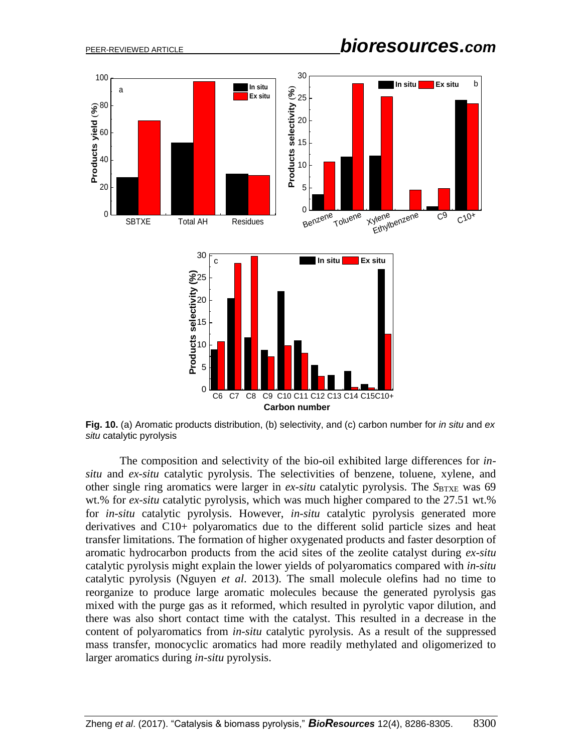**Fig. 10.** (a) Aromatic products distribution, (b) selectivity, and (c) carbon number for *in situ* and *ex situ* catalytic pyrolysis

The composition and selectivity of the bio-oil exhibited large differences for *in-situ* and *ex-situ* catalytic pyrolysis. The selectivities of benzene, toluene, xylene, and other single ring aromatics were larger in *ex-situ* catalytic pyrolysis. The $S_{BTXE}$ was 69 wt.% for *ex-situ* catalytic pyrolysis, which was much higher compared to the 27.51 wt.% for *in-situ* catalytic pyrolysis. However, *in-situ* catalytic pyrolysis generated more derivatives and C10+ polyaromatics due to the different solid particle sizes and heat transfer limitations. The formation of higher oxygenated products and faster desorption of aromatic hydrocarbon products from the acid sites of the zeolite catalyst during *ex-situ* catalytic pyrolysis might explain the lower yields of polyaromatics compared with *in-situ* catalytic pyrolysis (Nguyen *et al*. 2013). The small molecule olefins had no time to reorganize to produce large aromatic molecules because the generated pyrolysis gas mixed with the purge gas as it reformed, which resulted in pyrolytic vapor dilution, and there was also short contact time with the catalyst. This resulted in a decrease in the content of polyaromatics from *in-situ* catalytic pyrolysis. As a result of the suppressed mass transfer, monocyclic aromatics had more readily methylated and oligomerized to larger aromatics during *in-situ* pyrolysis.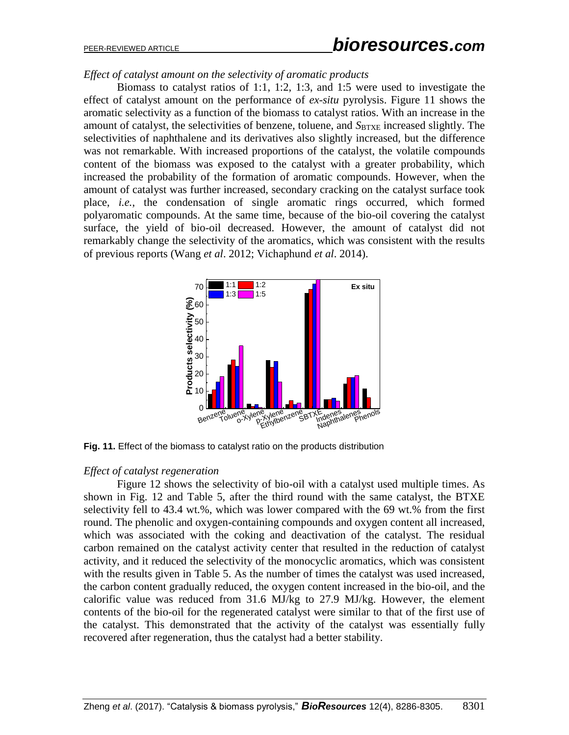*Effect of catalyst amount on the selectivity of aromatic products*

Biomass to catalyst ratios of 1:1, 1:2, 1:3, and 1:5 were used to investigate the effect of catalyst amount on the performance of *ex-situ* pyrolysis. Figure 11 shows the aromatic selectivity as a function of the biomass to catalyst ratios. With an increase in the amount of catalyst, the selectivities of benzene, toluene, and $S_{BTXE}$ increased slightly. The selectivities of naphthalene and its derivatives also slightly increased, but the difference was not remarkable. With increased proportions of the catalyst, the volatile compounds content of the biomass was exposed to the catalyst with a greater probability, which increased the probability of the formation of aromatic compounds. However, when the amount of catalyst was further increased, secondary cracking on the catalyst surface took place, *i.e.*, the condensation of single aromatic rings occurred, which formed polyaromatic compounds. At the same time, because of the bio-oil covering the catalyst surface, the yield of bio-oil decreased. However, the amount of catalyst did not remarkably change the selectivity of the aromatics, which was consistent with the results of previous reports (Wang *et al*. 2012; Vichaphund *et al*. 2014).

**Fig. 11.** Effect of the biomass to catalyst ratio on the products distribution

*Effect of catalyst regeneration*

Figure 12 shows the selectivity of bio-oil with a catalyst used multiple times. As shown in Fig. 12 and Table 5, after the third round with the same catalyst, the BTXE selectivity fell to 43.4 wt.%, which was lower compared with the 69 wt.% from the first round. The phenolic and oxygen-containing compounds and oxygen content all increased, which was associated with the coking and deactivation of the catalyst. The residual carbon remained on the catalyst activity center that resulted in the reduction of catalyst activity, and it reduced the selectivity of the monocyclic aromatics, which was consistent with the results given in Table 5. As the number of times the catalyst was used increased, the carbon content gradually reduced, the oxygen content increased in the bio-oil, and the calorific value was reduced from 31.6 MJ/kg to 27.9 MJ/kg. However, the element contents of the bio-oil for the regenerated catalyst were similar to that of the first use of the catalyst. This demonstrated that the activity of the catalyst was essentially fully recovered after regeneration, thus the catalyst had a better stability.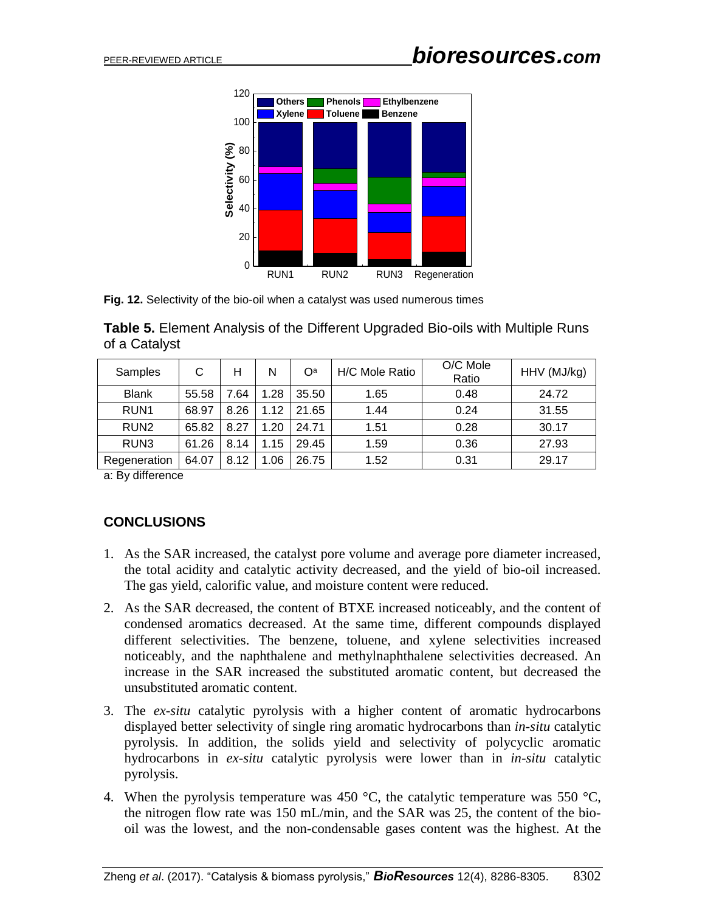Fig. 12. Selectivity of the bio-oil when a catalyst was used numerous times

**Table 5.** Element Analysis of the Different Upgraded Bio-oils with Multiple Runs of a Catalyst

| Samples | C | H | N | O[a] | H/C Mole Ratio | O/C Mole Ratio | HHV (MJ/kg) |
|---|---|---|---|---|---|---|---|
| Blank | 55.58 | 7.64 | 1.28 | 35.50 | 1.65 | 0.48 | 24.72 |
| RUN1 | 68.97 | 8.26 | 1.12 | 21.65 | 1.44 | 0.24 | 31.55 |
| RUN2 | 65.82 | 8.27 | 1.20 | 24.71 | 1.51 | 0.28 | 30.17 |
| RUN3 | 61.26 | 8.14 | 1.15 | 29.45 | 1.59 | 0.36 | 27.93 |
| Regeneration | 64.07 | 8.12 | 1.06 | 26.75 | 1.52 | 0.31 | 29.17 |

a: By difference

## CONCLUSIONS

1. As the SAR increased, the catalyst pore volume and average pore diameter increased, the total acidity and catalytic activity decreased, and the yield of bio-oil increased. The gas yield, calorific value, and moisture content were reduced.
2. As the SAR decreased, the content of BTXE increased noticeably, and the content of condensed aromatics decreased. At the same time, different compounds displayed different selectivities. The benzene, toluene, and xylene selectivities increased noticeably, and the naphthalene and methylnaphthalene selectivities decreased. An increase in the SAR increased the substituted aromatic content, but decreased the unsubstituted aromatic content.
3. The *ex-situ* catalytic pyrolysis with a higher content of aromatic hydrocarbons displayed better selectivity of single ring aromatic hydrocarbons than *in-situ* catalytic pyrolysis. In addition, the solids yield and selectivity of polycyclic aromatic hydrocarbons in *ex-situ* catalytic pyrolysis were lower than in *in-situ* catalytic pyrolysis.
4. When the pyrolysis temperature was 450 °C, the catalytic temperature was 550 °C, the nitrogen flow rate was 150 mL/min, and the SAR was 25, the content of the bio-oil was the lowest, and the non-condensable gases content was the highest. At the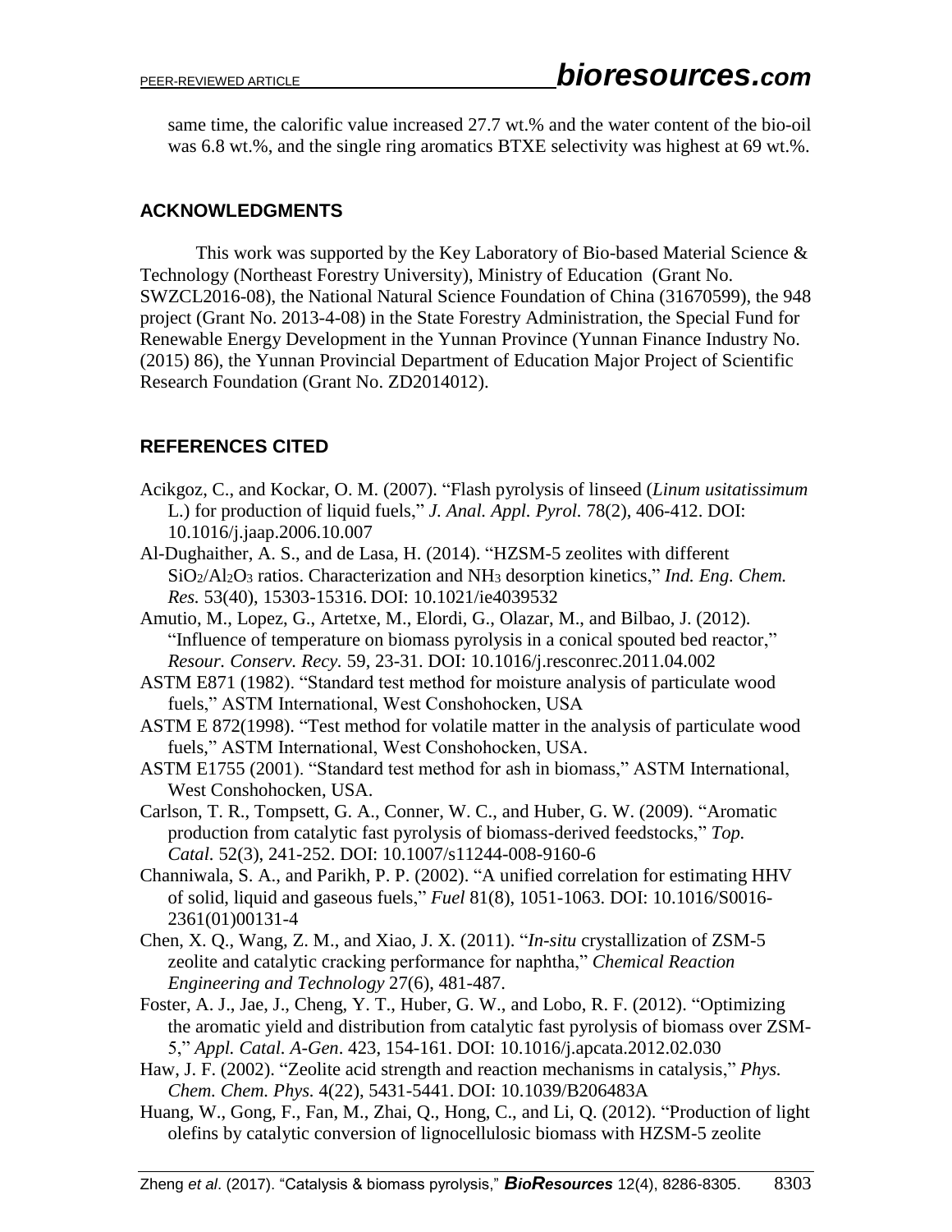same time, the calorific value increased 27.7 wt.% and the water content of the bio-oil was 6.8 wt.%, and the single ring aromatics BTXE selectivity was highest at 69 wt.%.

## ACKNOWLEDGMENTS

This work was supported by the Key Laboratory of Bio-based Material Science & Technology (Northeast Forestry University), Ministry of Education (Grant No. SWZCL2016-08), the National Natural Science Foundation of China (31670599), the 948 project (Grant No. 2013-4-08) in the State Forestry Administration, the Special Fund for Renewable Energy Development in the Yunnan Province (Yunnan Finance Industry No. (2015) 86), the Yunnan Provincial Department of Education Major Project of Scientific Research Foundation (Grant No. ZD2014012).

## REFERENCES CITED

Acikgoz, C., and Kockar, O. M. (2007). "Flash pyrolysis of linseed (*Linum usitatissimum* L.) for production of liquid fuels," *J. Anal. Appl. Pyrol.* 78(2), 406-412. DOI: 10.1016/j.jaap.2006.10.007

Al-Dughaither, A. S., and de Lasa, H. (2014). "HZSM-5 zeolites with different $SiO_2/Al_2O_3$ ratios. Characterization and $NH_3$ desorption kinetics," *Ind. Eng. Chem. Res.* 53(40), 15303-15316. DOI: 10.1021/ie4039532

Amutio, M., Lopez, G., Artetxe, M., Elordi, G., Olazar, M., and Bilbao, J. (2012). "Influence of temperature on biomass pyrolysis in a conical spouted bed reactor," *Resour. Conserv. Recy.* 59, 23-31. DOI: 10.1016/j.resconrec.2011.04.002

ASTM E871 (1982). "Standard test method for moisture analysis of particulate wood fuels," ASTM International, West Conshohocken, USA

ASTM E 872(1998). "Test method for volatile matter in the analysis of particulate wood fuels," ASTM International, West Conshohocken, USA.

ASTM E1755 (2001). "Standard test method for ash in biomass," ASTM International, West Conshohocken, USA.

Carlson, T. R., Tompsett, G. A., Conner, W. C., and Huber, G. W. (2009). "Aromatic production from catalytic fast pyrolysis of biomass-derived feedstocks," *Top. Catal.* 52(3), 241-252. DOI: 10.1007/s11244-008-9160-6

Channiwala, S. A., and Parikh, P. P. (2002). "A unified correlation for estimating HHV of solid, liquid and gaseous fuels," *Fuel* 81(8), 1051-1063. DOI: 10.1016/S0016-2361(01)00131-4

Chen, X. Q., Wang, Z. M., and Xiao, J. X. (2011). "*In-situ* crystallization of ZSM-5 zeolite and catalytic cracking performance for naphtha," *Chemical Reaction Engineering and Technology* 27(6), 481-487.

Foster, A. J., Jae, J., Cheng, Y. T., Huber, G. W., and Lobo, R. F. (2012). "Optimizing the aromatic yield and distribution from catalytic fast pyrolysis of biomass over ZSM-5," *Appl. Catal. A-Gen*. 423, 154-161. DOI: 10.1016/j.apcata.2012.02.030

Haw, J. F. (2002). "Zeolite acid strength and reaction mechanisms in catalysis," *Phys. Chem. Chem. Phys.* 4(22), 5431-5441. DOI: 10.1039/B206483A

Huang, W., Gong, F., Fan, M., Zhai, Q., Hong, C., and Li, Q. (2012). "Production of light olefins by catalytic conversion of lignocellulosic biomass with HZSM-5 zeolite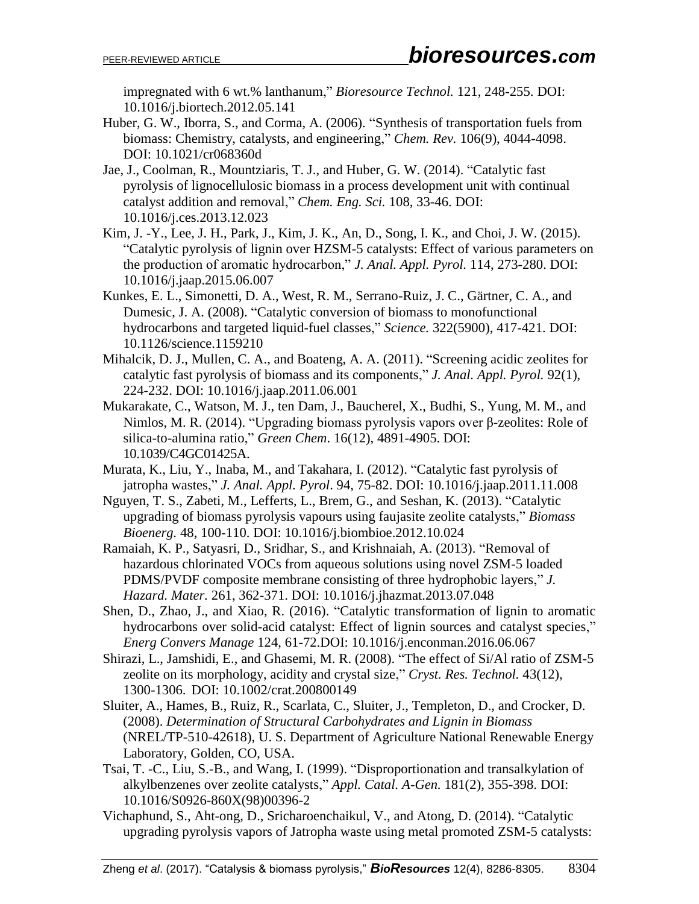impregnated with 6 wt.% lanthanum," *Bioresource Technol.* 121, 248-255. DOI: 10.1016/j.biortech.2012.05.141

Huber, G. W., Iborra, S., and Corma, A. (2006). "Synthesis of transportation fuels from biomass: Chemistry, catalysts, and engineering," *Chem. Rev.* 106(9), 4044-4098. DOI: 10.1021/cr068360d

Jae, J., Coolman, R., Mountziaris, T. J., and Huber, G. W. (2014). "Catalytic fast pyrolysis of lignocellulosic biomass in a process development unit with continual catalyst addition and removal," *Chem. Eng. Sci.* 108, 33-46. DOI: 10.1016/j.ces.2013.12.023

Kim, J. -Y., Lee, J. H., Park, J., Kim, J. K., An, D., Song, I. K., and Choi, J. W. (2015). "Catalytic pyrolysis of lignin over HZSM-5 catalysts: Effect of various parameters on the production of aromatic hydrocarbon," *J. Anal. Appl. Pyrol.* 114, 273-280. DOI: 10.1016/j.jaap.2015.06.007

Kunkes, E. L., Simonetti, D. A., West, R. M., Serrano-Ruiz, J. C., Gärtner, C. A., and Dumesic, J. A. (2008). "Catalytic conversion of biomass to monofunctional hydrocarbons and targeted liquid-fuel classes," *Science.* 322(5900), 417-421. DOI: 10.1126/science.1159210

Mihalcik, D. J., Mullen, C. A., and Boateng, A. A. (2011). "Screening acidic zeolites for catalytic fast pyrolysis of biomass and its components," *J. Anal. Appl. Pyrol.* 92(1), 224-232. DOI: 10.1016/j.jaap.2011.06.001

Mukarakate, C., Watson, M. J., ten Dam, J., Baucherel, X., Budhi, S., Yung, M. M., and Nimlos, M. R. (2014). "Upgrading biomass pyrolysis vapors over β-zeolites: Role of silica-to-alumina ratio," *Green Chem*. 16(12), 4891-4905. DOI: 10.1039/C4GC01425A.

Murata, K., Liu, Y., Inaba, M., and Takahara, I. (2012). "Catalytic fast pyrolysis of jatropha wastes," *J. Anal. Appl. Pyrol*. 94, 75-82. DOI: 10.1016/j.jaap.2011.11.008

Nguyen, T. S., Zabeti, M., Lefferts, L., Brem, G., and Seshan, K. (2013). "Catalytic upgrading of biomass pyrolysis vapours using faujasite zeolite catalysts," *Biomass Bioenerg.* 48, 100-110. DOI: 10.1016/j.biombioe.2012.10.024

Ramaiah, K. P., Satyasri, D., Sridhar, S., and Krishnaiah, A. (2013). "Removal of hazardous chlorinated VOCs from aqueous solutions using novel ZSM-5 loaded PDMS/PVDF composite membrane consisting of three hydrophobic layers," *J. Hazard. Mater.* 261, 362-371. DOI: 10.1016/j.jhazmat.2013.07.048

Shen, D., Zhao, J., and Xiao, R. (2016). "Catalytic transformation of lignin to aromatic hydrocarbons over solid-acid catalyst: Effect of lignin sources and catalyst species," *Energ Convers Manage* 124, 61-72.DOI: 10.1016/j.enconman.2016.06.067

Shirazi, L., Jamshidi, E., and Ghasemi, M. R. (2008). "The effect of Si/Al ratio of ZSM-5 zeolite on its morphology, acidity and crystal size," *Cryst. Res. Technol.* 43(12), 1300-1306. DOI: 10.1002/crat.200800149

Sluiter, A., Hames, B., Ruiz, R., Scarlata, C., Sluiter, J., Templeton, D., and Crocker, D. (2008). *Determination of Structural Carbohydrates and Lignin in Biomass* (NREL/TP-510-42618), U. S. Department of Agriculture National Renewable Energy Laboratory, Golden, CO, USA.

Tsai, T. -C., Liu, S.-B., and Wang, I. (1999). "Disproportionation and transalkylation of alkylbenzenes over zeolite catalysts," *Appl. Catal. A-Gen.* 181(2), 355-398. DOI: 10.1016/S0926-860X(98)00396-2

Vichaphund, S., Aht-ong, D., Sricharoenchaikul, V., and Atong, D. (2014). "Catalytic upgrading pyrolysis vapors of Jatropha waste using metal promoted ZSM-5 catalysts: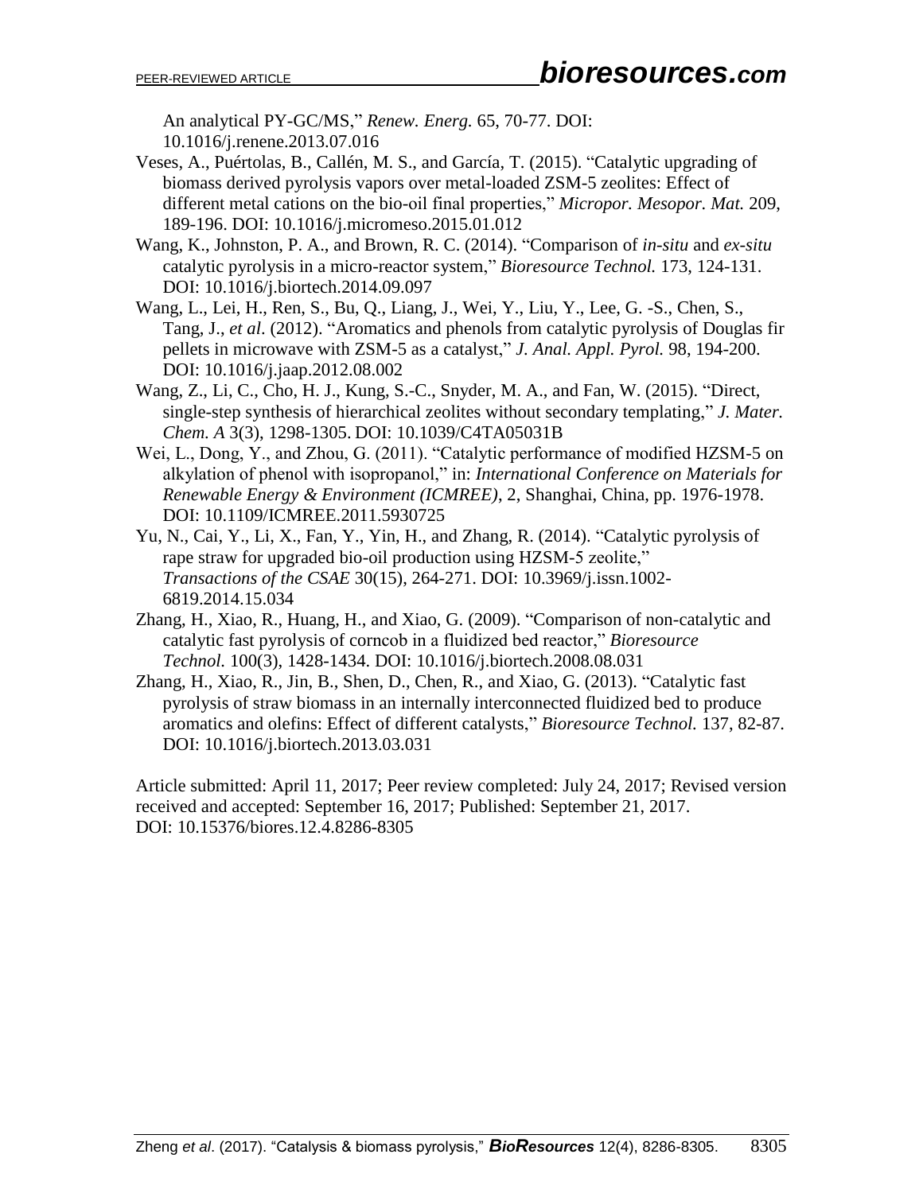An analytical PY-GC/MS," *Renew. Energ.* 65, 70-77. DOI: 10.1016/j.renene.2013.07.016

Veses, A., Puértolas, B., Callén, M. S., and García, T. (2015). "Catalytic upgrading of biomass derived pyrolysis vapors over metal-loaded ZSM-5 zeolites: Effect of different metal cations on the bio-oil final properties," *Micropor. Mesopor. Mat.* 209, 189-196. DOI: 10.1016/j.micromeso.2015.01.012

Wang, K., Johnston, P. A., and Brown, R. C. (2014). "Comparison of *in-situ* and *ex-situ* catalytic pyrolysis in a micro-reactor system," *Bioresource Technol.* 173, 124-131. DOI: 10.1016/j.biortech.2014.09.097

Wang, L., Lei, H., Ren, S., Bu, Q., Liang, J., Wei, Y., Liu, Y., Lee, G. -S., Chen, S., Tang, J., *et al*. (2012). "Aromatics and phenols from catalytic pyrolysis of Douglas fir pellets in microwave with ZSM-5 as a catalyst," *J. Anal. Appl. Pyrol.* 98, 194-200. DOI: 10.1016/j.jaap.2012.08.002

Wang, Z., Li, C., Cho, H. J., Kung, S.-C., Snyder, M. A., and Fan, W. (2015). "Direct, single-step synthesis of hierarchical zeolites without secondary templating," *J. Mater. Chem. A* 3(3), 1298-1305. DOI: 10.1039/C4TA05031B

Wei, L., Dong, Y., and Zhou, G. (2011). "Catalytic performance of modified HZSM-5 on alkylation of phenol with isopropanol," in: *International Conference on Materials for Renewable Energy & Environment (ICMREE)*, 2, Shanghai, China, pp. 1976-1978. DOI: 10.1109/ICMREE.2011.5930725

Yu, N., Cai, Y., Li, X., Fan, Y., Yin, H., and Zhang, R. (2014). "Catalytic pyrolysis of rape straw for upgraded bio-oil production using HZSM-5 zeolite," *Transactions of the CSAE* 30(15), 264-271. DOI: 10.3969/j.issn.1002-6819.2014.15.034

Zhang, H., Xiao, R., Huang, H., and Xiao, G. (2009). "Comparison of non-catalytic and catalytic fast pyrolysis of corncob in a fluidized bed reactor," *Bioresource Technol.* 100(3), 1428-1434. DOI: 10.1016/j.biortech.2008.08.031

Zhang, H., Xiao, R., Jin, B., Shen, D., Chen, R., and Xiao, G. (2013). "Catalytic fast pyrolysis of straw biomass in an internally interconnected fluidized bed to produce aromatics and olefins: Effect of different catalysts," *Bioresource Technol.* 137, 82-87. DOI: 10.1016/j.biortech.2013.03.031

Article submitted: April 11, 2017; Peer review completed: July 24, 2017; Revised version received and accepted: September 16, 2017; Published: September 21, 2017.
DOI: 10.15376/biores.12.4.8286-8305